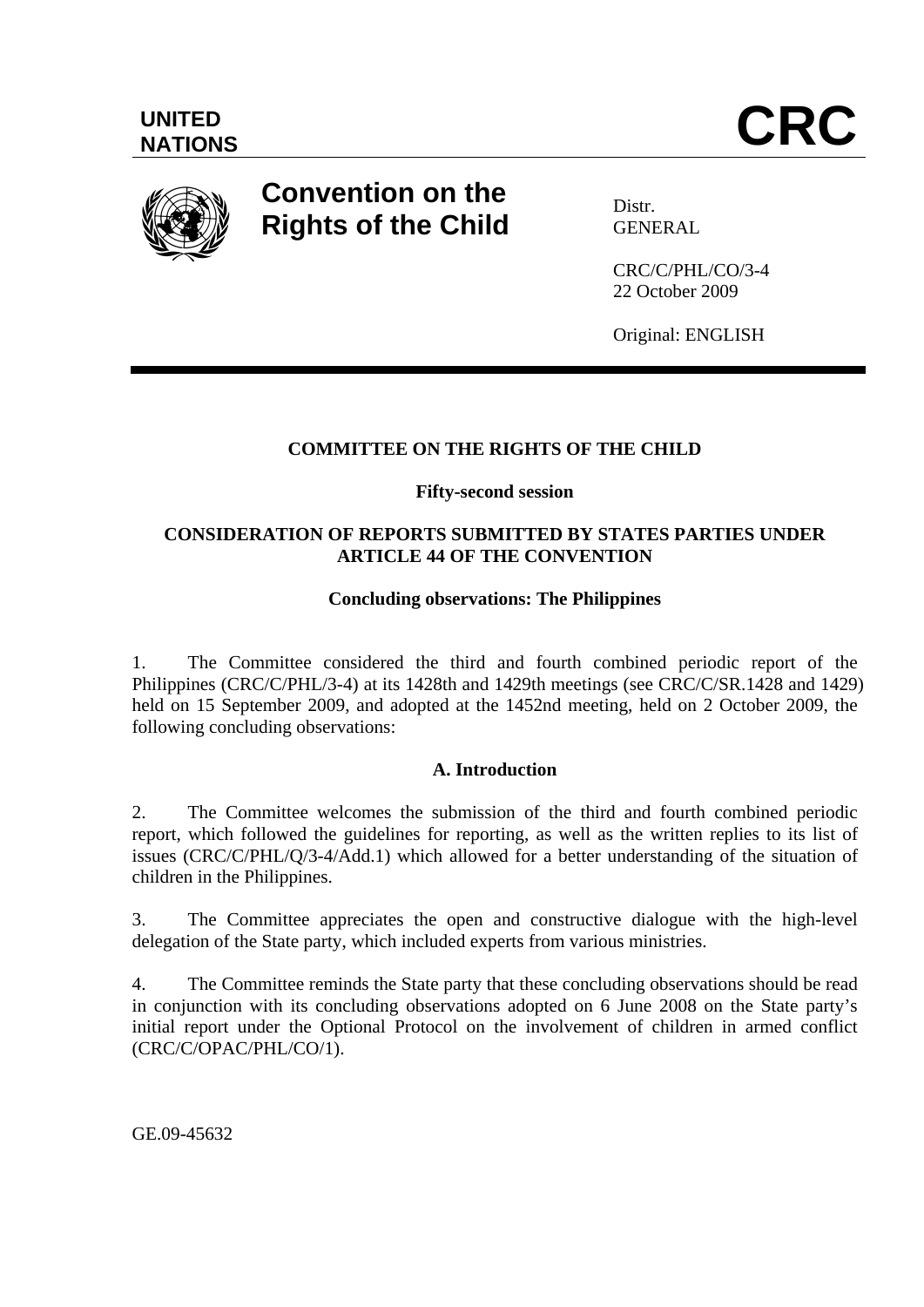UNITED NATIONS

# CRC

## Convention on the Rights of the Child

Distr.
GENERAL

CRC/C/PHL/CO/3-4
22 October 2009

Original: ENGLISH

---

**COMMITTEE ON THE RIGHTS OF THE CHILD**

**Fifty-second session**

**CONSIDERATION OF REPORTS SUBMITTED BY STATES PARTIES UNDER ARTICLE 44 OF THE CONVENTION**

**Concluding observations: The Philippines**

1. The Committee considered the third and fourth combined periodic report of the Philippines (CRC/C/PHL/3-4) at its 1428th and 1429th meetings (see CRC/C/SR.1428 and 1429) held on 15 September 2009, and adopted at the 1452nd meeting, held on 2 October 2009, the following concluding observations:

### A. Introduction

2. The Committee welcomes the submission of the third and fourth combined periodic report, which followed the guidelines for reporting, as well as the written replies to its list of issues (CRC/C/PHL/Q/3-4/Add.1) which allowed for a better understanding of the situation of children in the Philippines.

3. The Committee appreciates the open and constructive dialogue with the high-level delegation of the State party, which included experts from various ministries.

4. The Committee reminds the State party that these concluding observations should be read in conjunction with its concluding observations adopted on 6 June 2008 on the State party's initial report under the Optional Protocol on the involvement of children in armed conflict (CRC/C/OPAC/PHL/CO/1).

GE.09-45632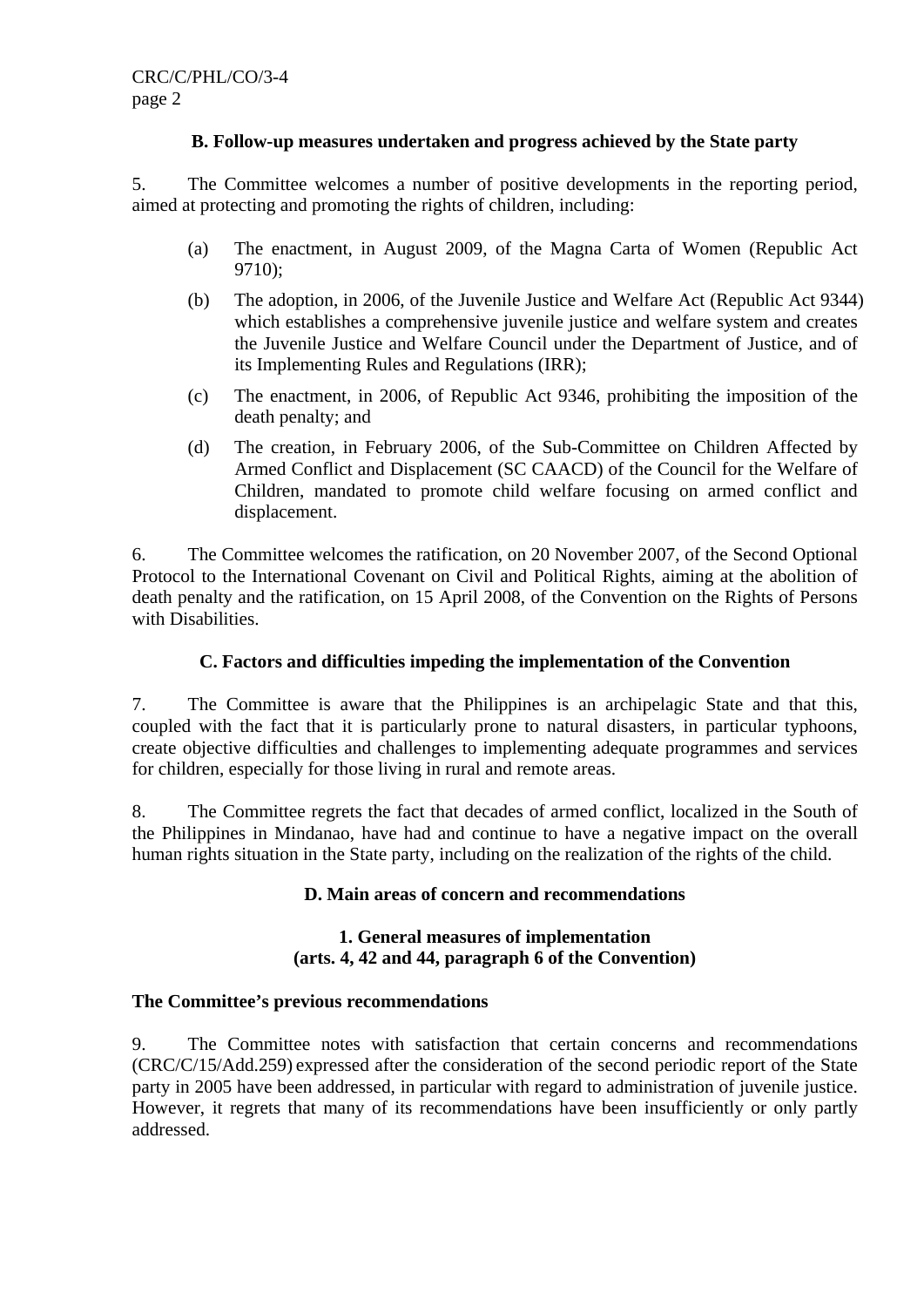### B. Follow-up measures undertaken and progress achieved by the State party

5. The Committee welcomes a number of positive developments in the reporting period, aimed at protecting and promoting the rights of children, including:

(a) The enactment, in August 2009, of the Magna Carta of Women (Republic Act 9710);

(b) The adoption, in 2006, of the Juvenile Justice and Welfare Act (Republic Act 9344) which establishes a comprehensive juvenile justice and welfare system and creates the Juvenile Justice and Welfare Council under the Department of Justice, and of its Implementing Rules and Regulations (IRR);

(c) The enactment, in 2006, of Republic Act 9346, prohibiting the imposition of the death penalty; and

(d) The creation, in February 2006, of the Sub-Committee on Children Affected by Armed Conflict and Displacement (SC CAACD) of the Council for the Welfare of Children, mandated to promote child welfare focusing on armed conflict and displacement.

6. The Committee welcomes the ratification, on 20 November 2007, of the Second Optional Protocol to the International Covenant on Civil and Political Rights, aiming at the abolition of death penalty and the ratification, on 15 April 2008, of the Convention on the Rights of Persons with Disabilities.

### C. Factors and difficulties impeding the implementation of the Convention

7. The Committee is aware that the Philippines is an archipelagic State and that this, coupled with the fact that it is particularly prone to natural disasters, in particular typhoons, create objective difficulties and challenges to implementing adequate programmes and services for children, especially for those living in rural and remote areas.

8. The Committee regrets the fact that decades of armed conflict, localized in the South of the Philippines in Mindanao, have had and continue to have a negative impact on the overall human rights situation in the State party, including on the realization of the rights of the child.

### D. Main areas of concern and recommendations

#### 1. General measures of implementation (arts. 4, 42 and 44, paragraph 6 of the Convention)

**The Committee's previous recommendations**

9. The Committee notes with satisfaction that certain concerns and recommendations (CRC/C/15/Add.259) expressed after the consideration of the second periodic report of the State party in 2005 have been addressed, in particular with regard to administration of juvenile justice. However, it regrets that many of its recommendations have been insufficiently or only partly addressed.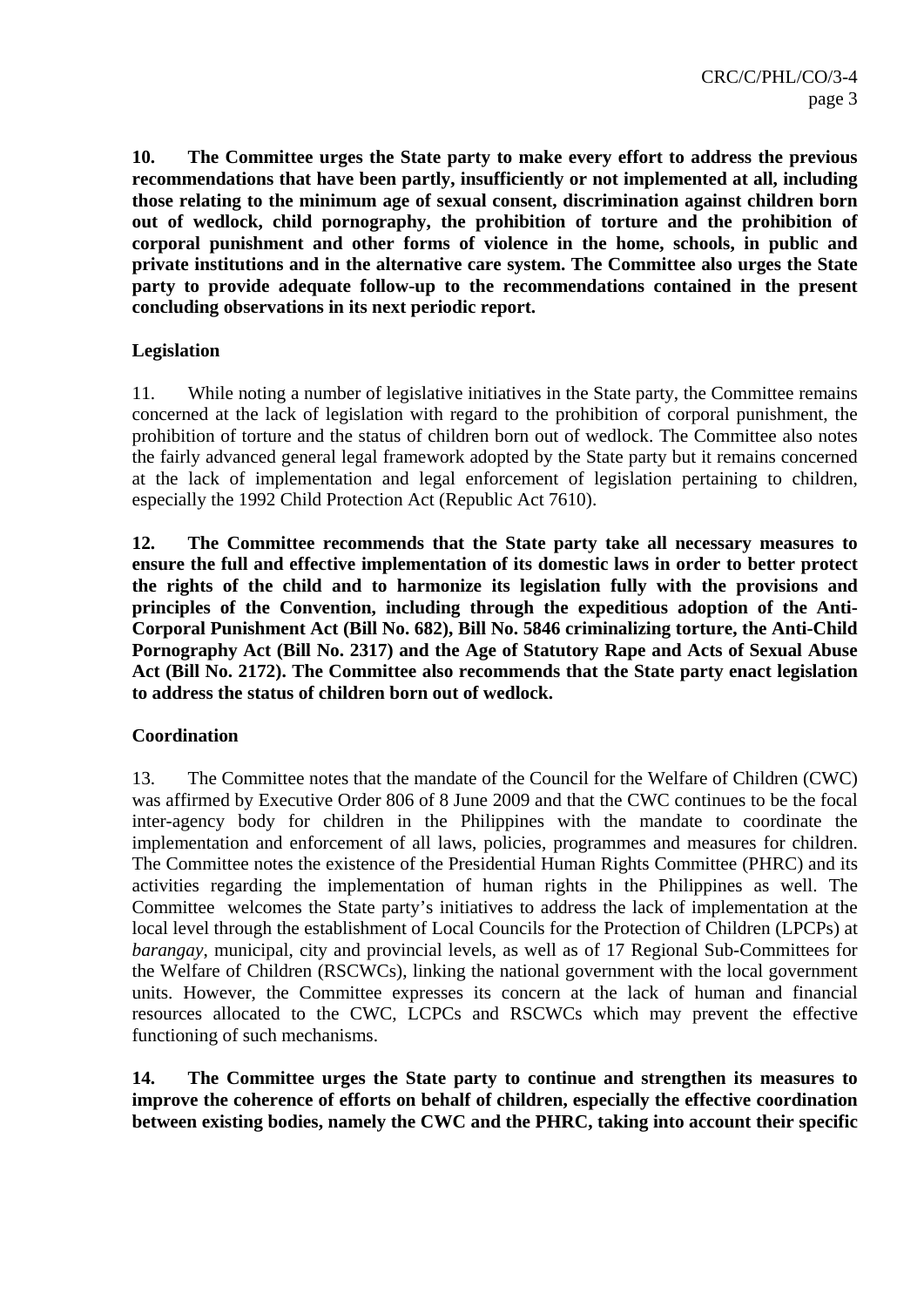**10. The Committee urges the State party to make every effort to address the previous recommendations that have been partly, insufficiently or not implemented at all, including those relating to the minimum age of sexual consent, discrimination against children born out of wedlock, child pornography, the prohibition of torture and the prohibition of corporal punishment and other forms of violence in the home, schools, in public and private institutions and in the alternative care system. The Committee also urges the State party to provide adequate follow-up to the recommendations contained in the present concluding observations in its next periodic report.**

### Legislation

11. While noting a number of legislative initiatives in the State party, the Committee remains concerned at the lack of legislation with regard to the prohibition of corporal punishment, the prohibition of torture and the status of children born out of wedlock. The Committee also notes the fairly advanced general legal framework adopted by the State party but it remains concerned at the lack of implementation and legal enforcement of legislation pertaining to children, especially the 1992 Child Protection Act (Republic Act 7610).

**12. The Committee recommends that the State party take all necessary measures to ensure the full and effective implementation of its domestic laws in order to better protect the rights of the child and to harmonize its legislation fully with the provisions and principles of the Convention, including through the expeditious adoption of the Anti-Corporal Punishment Act (Bill No. 682), Bill No. 5846 criminalizing torture, the Anti-Child Pornography Act (Bill No. 2317) and the Age of Statutory Rape and Acts of Sexual Abuse Act (Bill No. 2172). The Committee also recommends that the State party enact legislation to address the status of children born out of wedlock.**

### Coordination

13. The Committee notes that the mandate of the Council for the Welfare of Children (CWC) was affirmed by Executive Order 806 of 8 June 2009 and that the CWC continues to be the focal inter-agency body for children in the Philippines with the mandate to coordinate the implementation and enforcement of all laws, policies, programmes and measures for children. The Committee notes the existence of the Presidential Human Rights Committee (PHRC) and its activities regarding the implementation of human rights in the Philippines as well. The Committee welcomes the State party's initiatives to address the lack of implementation at the local level through the establishment of Local Councils for the Protection of Children (LPCPs) at *barangay*, municipal, city and provincial levels, as well as of 17 Regional Sub-Committees for the Welfare of Children (RSCWCs), linking the national government with the local government units. However, the Committee expresses its concern at the lack of human and financial resources allocated to the CWC, LCPCs and RSCWCs which may prevent the effective functioning of such mechanisms.

**14. The Committee urges the State party to continue and strengthen its measures to improve the coherence of efforts on behalf of children, especially the effective coordination between existing bodies, namely the CWC and the PHRC, taking into account their specific**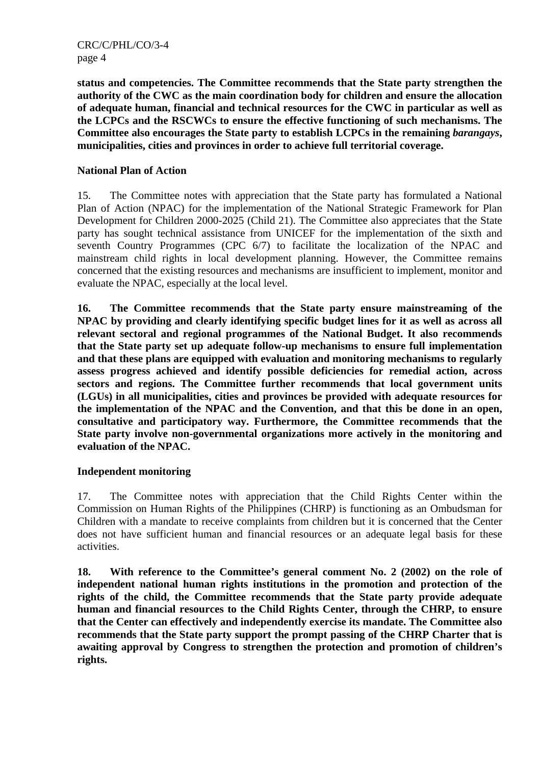**status and competencies. The Committee recommends that the State party strengthen the authority of the CWC as the main coordination body for children and ensure the allocation of adequate human, financial and technical resources for the CWC in particular as well as the LCPCs and the RSCWCs to ensure the effective functioning of such mechanisms. The Committee also encourages the State party to establish LCPCs in the remaining *barangays*, municipalities, cities and provinces in order to achieve full territorial coverage.**

**National Plan of Action**

15. The Committee notes with appreciation that the State party has formulated a National Plan of Action (NPAC) for the implementation of the National Strategic Framework for Plan Development for Children 2000-2025 (Child 21). The Committee also appreciates that the State party has sought technical assistance from UNICEF for the implementation of the sixth and seventh Country Programmes (CPC 6/7) to facilitate the localization of the NPAC and mainstream child rights in local development planning. However, the Committee remains concerned that the existing resources and mechanisms are insufficient to implement, monitor and evaluate the NPAC, especially at the local level.

**16. The Committee recommends that the State party ensure mainstreaming of the NPAC by providing and clearly identifying specific budget lines for it as well as across all relevant sectoral and regional programmes of the National Budget. It also recommends that the State party set up adequate follow-up mechanisms to ensure full implementation and that these plans are equipped with evaluation and monitoring mechanisms to regularly assess progress achieved and identify possible deficiencies for remedial action, across sectors and regions. The Committee further recommends that local government units (LGUs) in all municipalities, cities and provinces be provided with adequate resources for the implementation of the NPAC and the Convention, and that this be done in an open, consultative and participatory way. Furthermore, the Committee recommends that the State party involve non-governmental organizations more actively in the monitoring and evaluation of the NPAC.**

**Independent monitoring**

17. The Committee notes with appreciation that the Child Rights Center within the Commission on Human Rights of the Philippines (CHRP) is functioning as an Ombudsman for Children with a mandate to receive complaints from children but it is concerned that the Center does not have sufficient human and financial resources or an adequate legal basis for these activities.

**18. With reference to the Committee's general comment No. 2 (2002) on the role of independent national human rights institutions in the promotion and protection of the rights of the child, the Committee recommends that the State party provide adequate human and financial resources to the Child Rights Center, through the CHRP, to ensure that the Center can effectively and independently exercise its mandate. The Committee also recommends that the State party support the prompt passing of the CHRP Charter that is awaiting approval by Congress to strengthen the protection and promotion of children's rights.**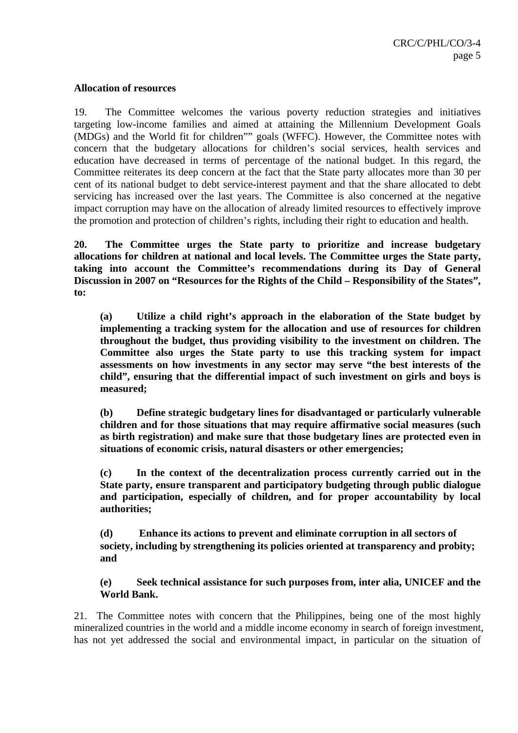**Allocation of resources**

19. The Committee welcomes the various poverty reduction strategies and initiatives targeting low-income families and aimed at attaining the Millennium Development Goals (MDGs) and the World fit for children”” goals (WFFC). However, the Committee notes with concern that the budgetary allocations for children’s social services, health services and education have decreased in terms of percentage of the national budget. In this regard, the Committee reiterates its deep concern at the fact that the State party allocates more than 30 per cent of its national budget to debt service-interest payment and that the share allocated to debt servicing has increased over the last years. The Committee is also concerned at the negative impact corruption may have on the allocation of already limited resources to effectively improve the promotion and protection of children’s rights, including their right to education and health.

**20. The Committee urges the State party to prioritize and increase budgetary allocations for children at national and local levels. The Committee urges the State party, taking into account the Committee’s recommendations during its Day of General Discussion in 2007 on “Resources for the Rights of the Child – Responsibility of the States”, to:**

**(a) Utilize a child right’s approach in the elaboration of the State budget by implementing a tracking system for the allocation and use of resources for children throughout the budget, thus providing visibility to the investment on children. The Committee also urges the State party to use this tracking system for impact assessments on how investments in any sector may serve “the best interests of the child”, ensuring that the differential impact of such investment on girls and boys is measured;**

**(b) Define strategic budgetary lines for disadvantaged or particularly vulnerable children and for those situations that may require affirmative social measures (such as birth registration) and make sure that those budgetary lines are protected even in situations of economic crisis, natural disasters or other emergencies;**

**(c) In the context of the decentralization process currently carried out in the State party, ensure transparent and participatory budgeting through public dialogue and participation, especially of children, and for proper accountability by local authorities;**

**(d) Enhance its actions to prevent and eliminate corruption in all sectors of society, including by strengthening its policies oriented at transparency and probity; and**

**(e) Seek technical assistance for such purposes from, inter alia, UNICEF and the World Bank.**

21. The Committee notes with concern that the Philippines, being one of the most highly mineralized countries in the world and a middle income economy in search of foreign investment, has not yet addressed the social and environmental impact, in particular on the situation of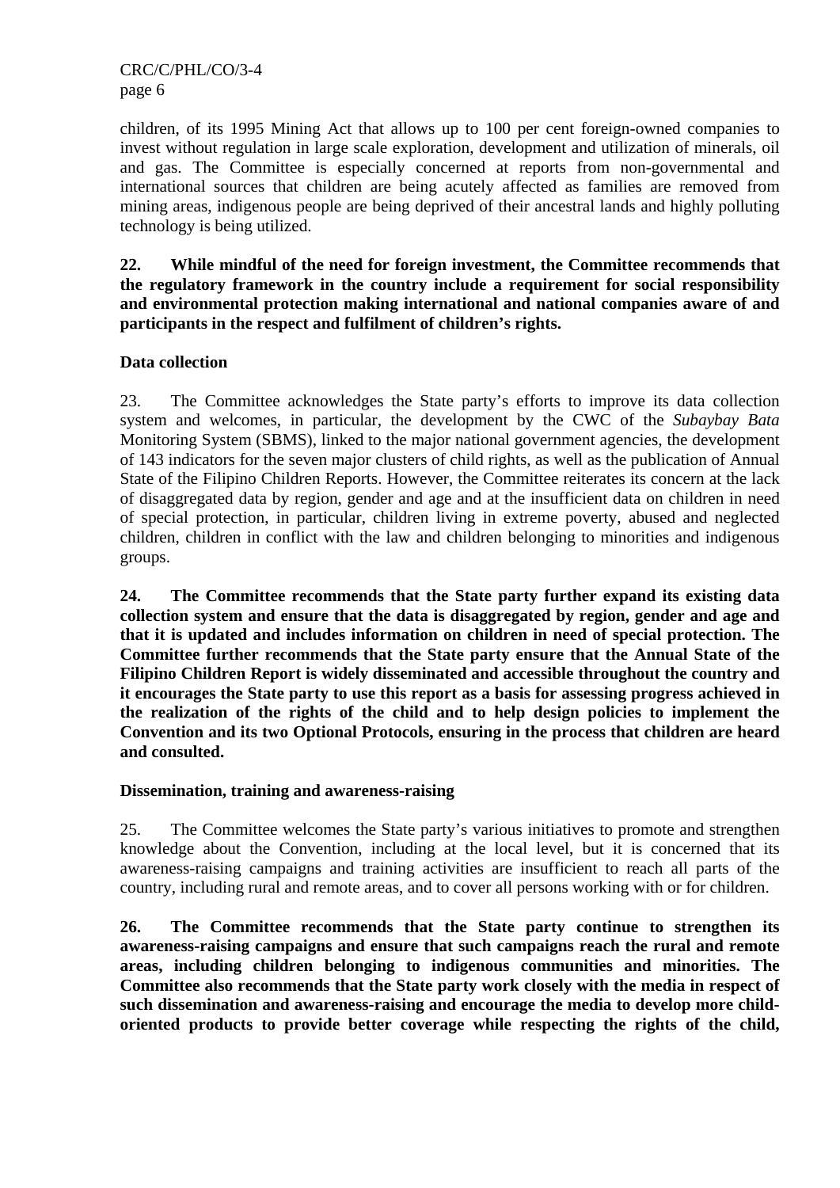children, of its 1995 Mining Act that allows up to 100 per cent foreign-owned companies to invest without regulation in large scale exploration, development and utilization of minerals, oil and gas. The Committee is especially concerned at reports from non-governmental and international sources that children are being acutely affected as families are removed from mining areas, indigenous people are being deprived of their ancestral lands and highly polluting technology is being utilized.

**22. While mindful of the need for foreign investment, the Committee recommends that the regulatory framework in the country include a requirement for social responsibility and environmental protection making international and national companies aware of and participants in the respect and fulfilment of children's rights.**

### Data collection

23. The Committee acknowledges the State party's efforts to improve its data collection system and welcomes, in particular, the development by the CWC of the *Subaybay Bata* Monitoring System (SBMS), linked to the major national government agencies, the development of 143 indicators for the seven major clusters of child rights, as well as the publication of Annual State of the Filipino Children Reports. However, the Committee reiterates its concern at the lack of disaggregated data by region, gender and age and at the insufficient data on children in need of special protection, in particular, children living in extreme poverty, abused and neglected children, children in conflict with the law and children belonging to minorities and indigenous groups.

**24. The Committee recommends that the State party further expand its existing data collection system and ensure that the data is disaggregated by region, gender and age and that it is updated and includes information on children in need of special protection. The Committee further recommends that the State party ensure that the Annual State of the Filipino Children Report is widely disseminated and accessible throughout the country and it encourages the State party to use this report as a basis for assessing progress achieved in the realization of the rights of the child and to help design policies to implement the Convention and its two Optional Protocols, ensuring in the process that children are heard and consulted.**

### Dissemination, training and awareness-raising

25. The Committee welcomes the State party's various initiatives to promote and strengthen knowledge about the Convention, including at the local level, but it is concerned that its awareness-raising campaigns and training activities are insufficient to reach all parts of the country, including rural and remote areas, and to cover all persons working with or for children.

**26. The Committee recommends that the State party continue to strengthen its awareness-raising campaigns and ensure that such campaigns reach the rural and remote areas, including children belonging to indigenous communities and minorities. The Committee also recommends that the State party work closely with the media in respect of such dissemination and awareness-raising and encourage the media to develop more child-oriented products to provide better coverage while respecting the rights of the child,**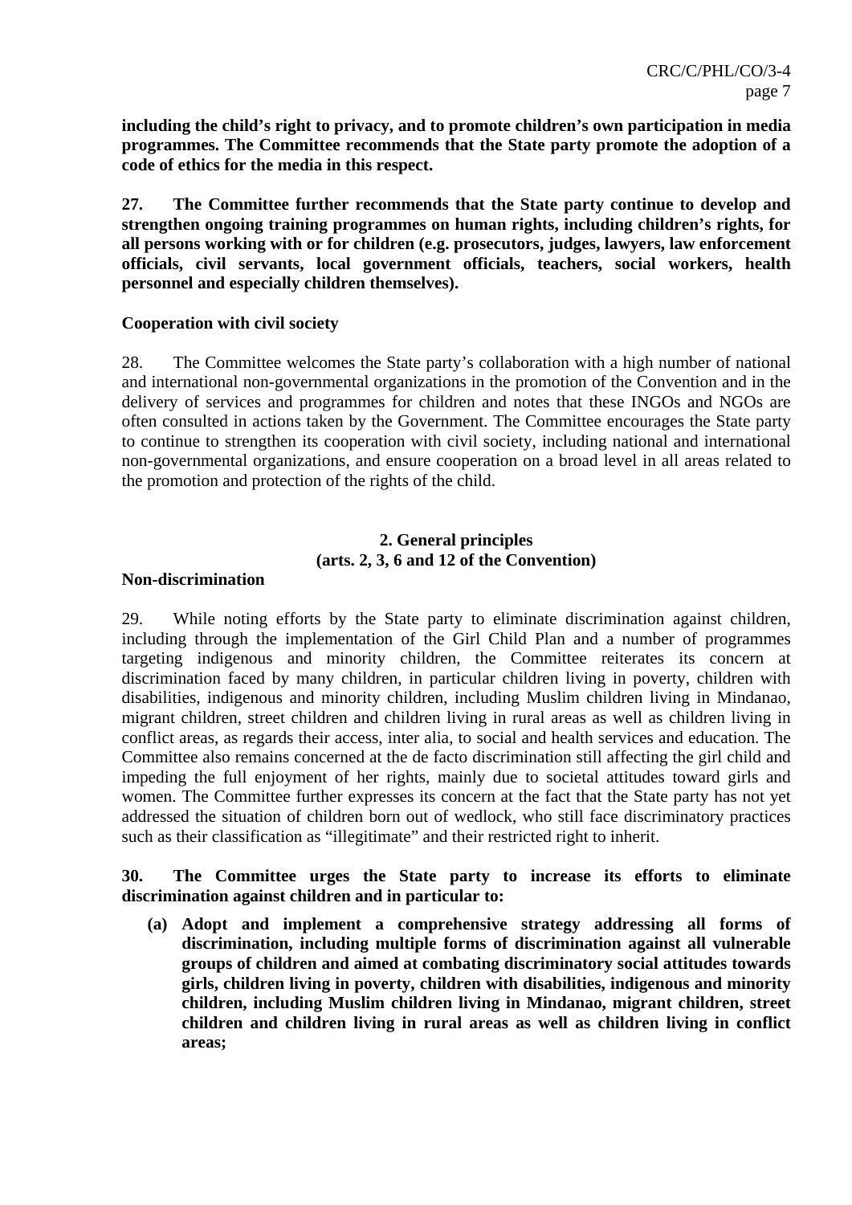**including the child's right to privacy, and to promote children's own participation in media programmes. The Committee recommends that the State party promote the adoption of a code of ethics for the media in this respect.**

**27. The Committee further recommends that the State party continue to develop and strengthen ongoing training programmes on human rights, including children's rights, for all persons working with or for children (e.g. prosecutors, judges, lawyers, law enforcement officials, civil servants, local government officials, teachers, social workers, health personnel and especially children themselves).**

**Cooperation with civil society**

28. The Committee welcomes the State party's collaboration with a high number of national and international non-governmental organizations in the promotion of the Convention and in the delivery of services and programmes for children and notes that these INGOs and NGOs are often consulted in actions taken by the Government. The Committee encourages the State party to continue to strengthen its cooperation with civil society, including national and international non-governmental organizations, and ensure cooperation on a broad level in all areas related to the promotion and protection of the rights of the child.

## 2. General principles (arts. 2, 3, 6 and 12 of the Convention)

**Non-discrimination**

29. While noting efforts by the State party to eliminate discrimination against children, including through the implementation of the Girl Child Plan and a number of programmes targeting indigenous and minority children, the Committee reiterates its concern at discrimination faced by many children, in particular children living in poverty, children with disabilities, indigenous and minority children, including Muslim children living in Mindanao, migrant children, street children and children living in rural areas as well as children living in conflict areas, as regards their access, inter alia, to social and health services and education. The Committee also remains concerned at the de facto discrimination still affecting the girl child and impeding the full enjoyment of her rights, mainly due to societal attitudes toward girls and women. The Committee further expresses its concern at the fact that the State party has not yet addressed the situation of children born out of wedlock, who still face discriminatory practices such as their classification as "illegitimate" and their restricted right to inherit.

**30. The Committee urges the State party to increase its efforts to eliminate discrimination against children and in particular to:**

**(a) Adopt and implement a comprehensive strategy addressing all forms of discrimination, including multiple forms of discrimination against all vulnerable groups of children and aimed at combating discriminatory social attitudes towards girls, children living in poverty, children with disabilities, indigenous and minority children, including Muslim children living in Mindanao, migrant children, street children and children living in rural areas as well as children living in conflict areas;**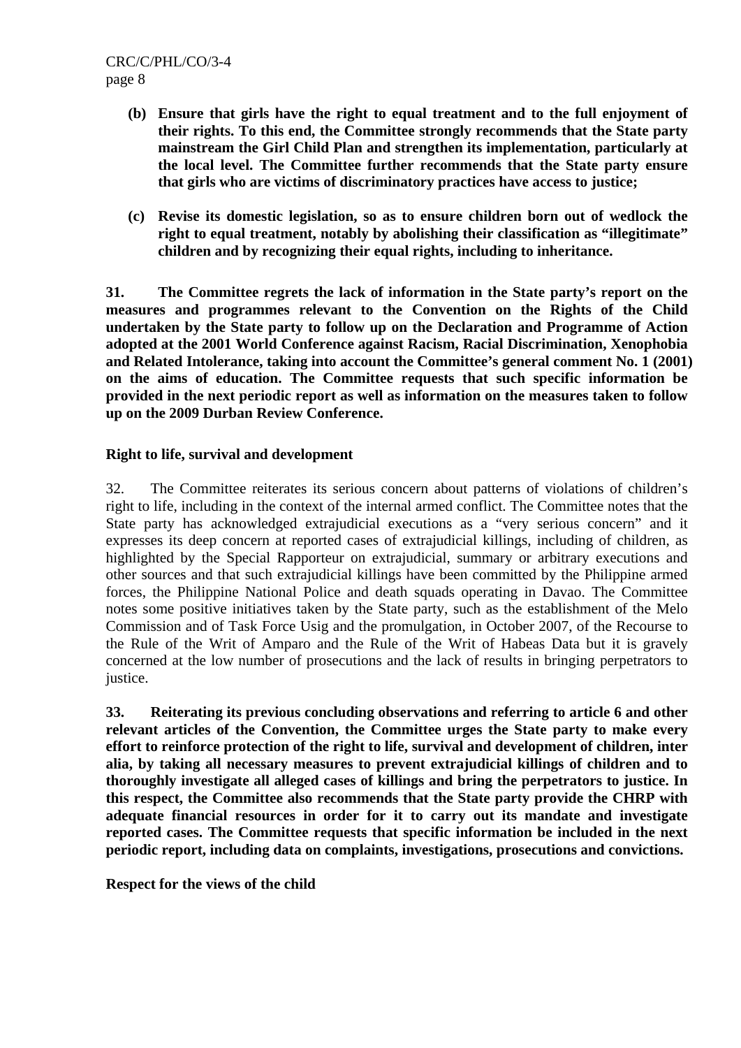**(b) Ensure that girls have the right to equal treatment and to the full enjoyment of their rights. To this end, the Committee strongly recommends that the State party mainstream the Girl Child Plan and strengthen its implementation, particularly at the local level. The Committee further recommends that the State party ensure that girls who are victims of discriminatory practices have access to justice;**

**(c) Revise its domestic legislation, so as to ensure children born out of wedlock the right to equal treatment, notably by abolishing their classification as "illegitimate" children and by recognizing their equal rights, including to inheritance.**

**31. The Committee regrets the lack of information in the State party's report on the measures and programmes relevant to the Convention on the Rights of the Child undertaken by the State party to follow up on the Declaration and Programme of Action adopted at the 2001 World Conference against Racism, Racial Discrimination, Xenophobia and Related Intolerance, taking into account the Committee's general comment No. 1 (2001) on the aims of education. The Committee requests that such specific information be provided in the next periodic report as well as information on the measures taken to follow up on the 2009 Durban Review Conference.**

**Right to life, survival and development**

32. The Committee reiterates its serious concern about patterns of violations of children's right to life, including in the context of the internal armed conflict. The Committee notes that the State party has acknowledged extrajudicial executions as a "very serious concern" and it expresses its deep concern at reported cases of extrajudicial killings, including of children, as highlighted by the Special Rapporteur on extrajudicial, summary or arbitrary executions and other sources and that such extrajudicial killings have been committed by the Philippine armed forces, the Philippine National Police and death squads operating in Davao. The Committee notes some positive initiatives taken by the State party, such as the establishment of the Melo Commission and of Task Force Usig and the promulgation, in October 2007, of the Recourse to the Rule of the Writ of Amparo and the Rule of the Writ of Habeas Data but it is gravely concerned at the low number of prosecutions and the lack of results in bringing perpetrators to justice.

**33. Reiterating its previous concluding observations and referring to article 6 and other relevant articles of the Convention, the Committee urges the State party to make every effort to reinforce protection of the right to life, survival and development of children, inter alia, by taking all necessary measures to prevent extrajudicial killings of children and to thoroughly investigate all alleged cases of killings and bring the perpetrators to justice. In this respect, the Committee also recommends that the State party provide the CHRP with adequate financial resources in order for it to carry out its mandate and investigate reported cases. The Committee requests that specific information be included in the next periodic report, including data on complaints, investigations, prosecutions and convictions.**

**Respect for the views of the child**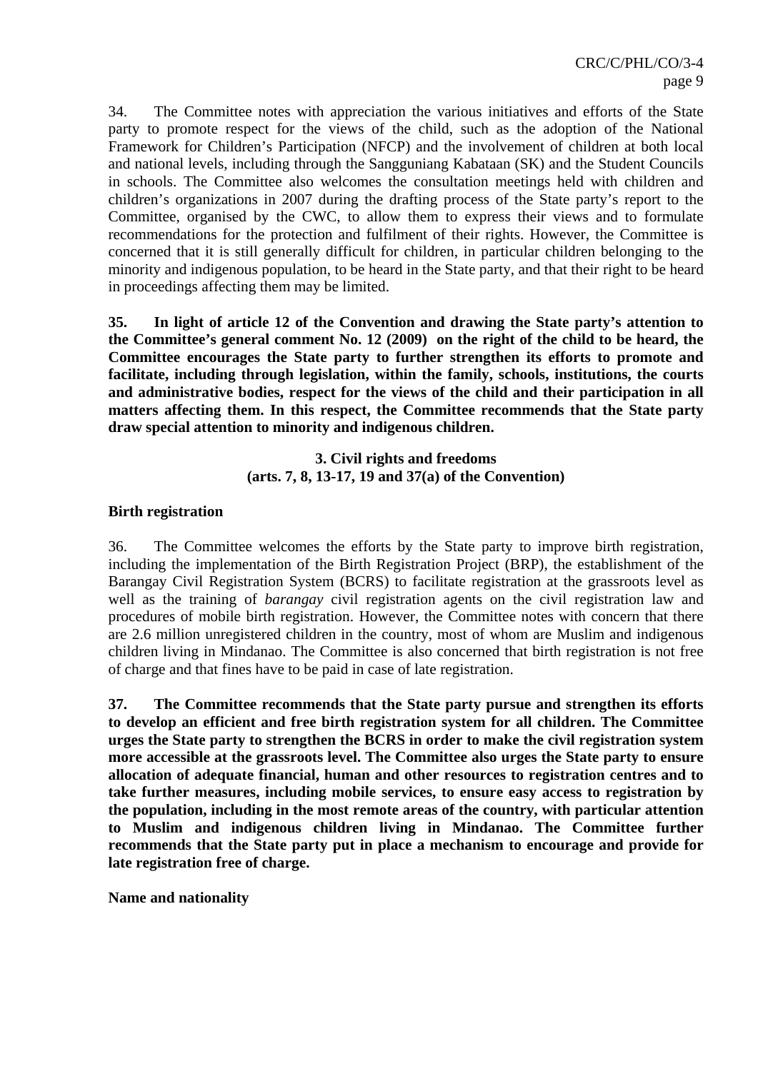34. The Committee notes with appreciation the various initiatives and efforts of the State party to promote respect for the views of the child, such as the adoption of the National Framework for Children's Participation (NFCP) and the involvement of children at both local and national levels, including through the Sangguniang Kabataan (SK) and the Student Councils in schools. The Committee also welcomes the consultation meetings held with children and children's organizations in 2007 during the drafting process of the State party's report to the Committee, organised by the CWC, to allow them to express their views and to formulate recommendations for the protection and fulfilment of their rights. However, the Committee is concerned that it is still generally difficult for children, in particular children belonging to the minority and indigenous population, to be heard in the State party, and that their right to be heard in proceedings affecting them may be limited.

**35. In light of article 12 of the Convention and drawing the State party's attention to the Committee's general comment No. 12 (2009) on the right of the child to be heard, the Committee encourages the State party to further strengthen its efforts to promote and facilitate, including through legislation, within the family, schools, institutions, the courts and administrative bodies, respect for the views of the child and their participation in all matters affecting them. In this respect, the Committee recommends that the State party draw special attention to minority and indigenous children.**

### 3. Civil rights and freedoms (arts. 7, 8, 13-17, 19 and 37(a) of the Convention)

**Birth registration**

36. The Committee welcomes the efforts by the State party to improve birth registration, including the implementation of the Birth Registration Project (BRP), the establishment of the Barangay Civil Registration System (BCRS) to facilitate registration at the grassroots level as well as the training of *barangay* civil registration agents on the civil registration law and procedures of mobile birth registration. However, the Committee notes with concern that there are 2.6 million unregistered children in the country, most of whom are Muslim and indigenous children living in Mindanao. The Committee is also concerned that birth registration is not free of charge and that fines have to be paid in case of late registration.

**37. The Committee recommends that the State party pursue and strengthen its efforts to develop an efficient and free birth registration system for all children. The Committee urges the State party to strengthen the BCRS in order to make the civil registration system more accessible at the grassroots level. The Committee also urges the State party to ensure allocation of adequate financial, human and other resources to registration centres and to take further measures, including mobile services, to ensure easy access to registration by the population, including in the most remote areas of the country, with particular attention to Muslim and indigenous children living in Mindanao. The Committee further recommends that the State party put in place a mechanism to encourage and provide for late registration free of charge.**

**Name and nationality**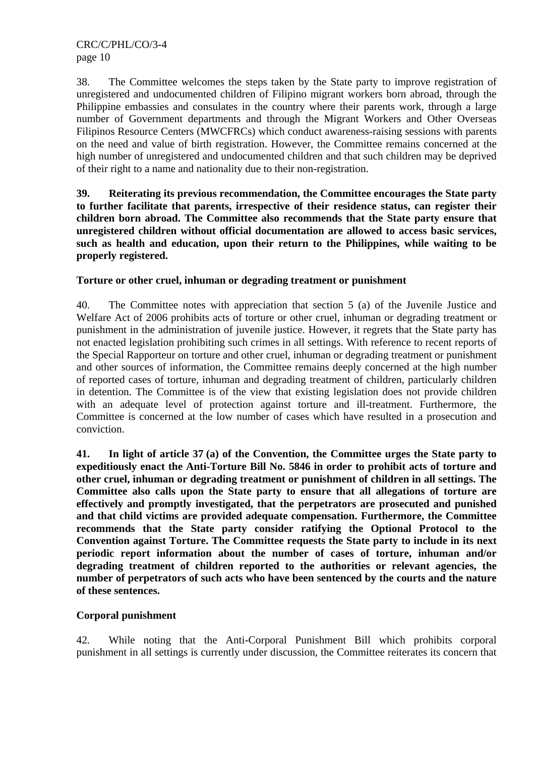38. The Committee welcomes the steps taken by the State party to improve registration of unregistered and undocumented children of Filipino migrant workers born abroad, through the Philippine embassies and consulates in the country where their parents work, through a large number of Government departments and through the Migrant Workers and Other Overseas Filipinos Resource Centers (MWCFRCs) which conduct awareness-raising sessions with parents on the need and value of birth registration. However, the Committee remains concerned at the high number of unregistered and undocumented children and that such children may be deprived of their right to a name and nationality due to their non-registration.

**39. Reiterating its previous recommendation, the Committee encourages the State party to further facilitate that parents, irrespective of their residence status, can register their children born abroad. The Committee also recommends that the State party ensure that unregistered children without official documentation are allowed to access basic services, such as health and education, upon their return to the Philippines, while waiting to be properly registered.**

### Torture or other cruel, inhuman or degrading treatment or punishment

40. The Committee notes with appreciation that section 5 (a) of the Juvenile Justice and Welfare Act of 2006 prohibits acts of torture or other cruel, inhuman or degrading treatment or punishment in the administration of juvenile justice. However, it regrets that the State party has not enacted legislation prohibiting such crimes in all settings. With reference to recent reports of the Special Rapporteur on torture and other cruel, inhuman or degrading treatment or punishment and other sources of information, the Committee remains deeply concerned at the high number of reported cases of torture, inhuman and degrading treatment of children, particularly children in detention. The Committee is of the view that existing legislation does not provide children with an adequate level of protection against torture and ill-treatment. Furthermore, the Committee is concerned at the low number of cases which have resulted in a prosecution and conviction.

**41. In light of article 37 (a) of the Convention, the Committee urges the State party to expeditiously enact the Anti-Torture Bill No. 5846 in order to prohibit acts of torture and other cruel, inhuman or degrading treatment or punishment of children in all settings. The Committee also calls upon the State party to ensure that all allegations of torture are effectively and promptly investigated, that the perpetrators are prosecuted and punished and that child victims are provided adequate compensation. Furthermore, the Committee recommends that the State party consider ratifying the Optional Protocol to the Convention against Torture. The Committee requests the State party to include in its next periodic report information about the number of cases of torture, inhuman and/or degrading treatment of children reported to the authorities or relevant agencies, the number of perpetrators of such acts who have been sentenced by the courts and the nature of these sentences.**

### Corporal punishment

42. While noting that the Anti-Corporal Punishment Bill which prohibits corporal punishment in all settings is currently under discussion, the Committee reiterates its concern that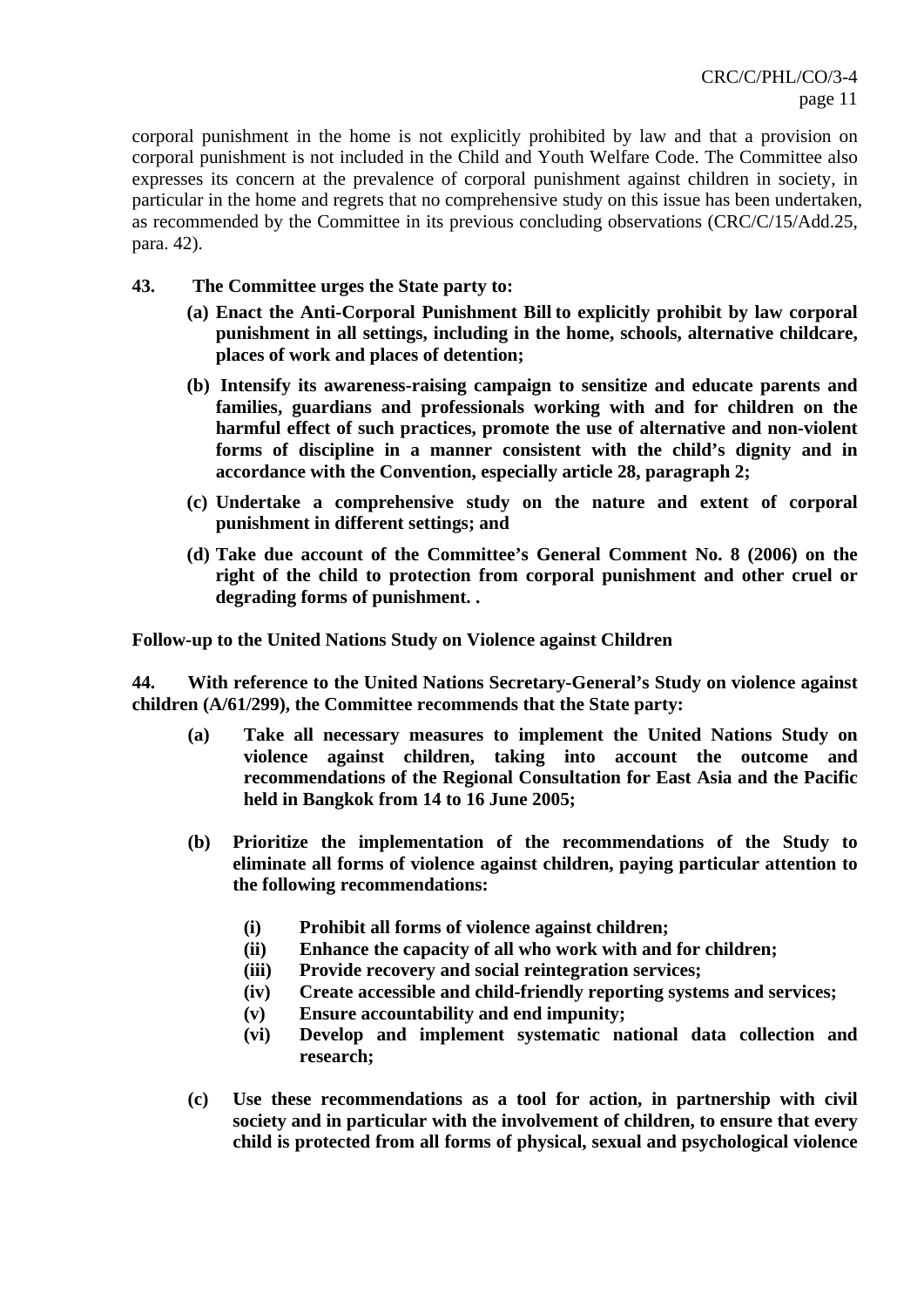corporal punishment in the home is not explicitly prohibited by law and that a provision on corporal punishment is not included in the Child and Youth Welfare Code. The Committee also expresses its concern at the prevalence of corporal punishment against children in society, in particular in the home and regrets that no comprehensive study on this issue has been undertaken, as recommended by the Committee in its previous concluding observations (CRC/C/15/Add.25, para. 42).

**43. The Committee urges the State party to:**

**(a) Enact the Anti-Corporal Punishment Bill to explicitly prohibit by law corporal punishment in all settings, including in the home, schools, alternative childcare, places of work and places of detention;**

**(b) Intensify its awareness-raising campaign to sensitize and educate parents and families, guardians and professionals working with and for children on the harmful effect of such practices, promote the use of alternative and non-violent forms of discipline in a manner consistent with the child's dignity and in accordance with the Convention, especially article 28, paragraph 2;**

**(c) Undertake a comprehensive study on the nature and extent of corporal punishment in different settings; and**

**(d) Take due account of the Committee's General Comment No. 8 (2006) on the right of the child to protection from corporal punishment and other cruel or degrading forms of punishment. .**

**Follow-up to the United Nations Study on Violence against Children**

**44. With reference to the United Nations Secretary-General's Study on violence against children (A/61/299), the Committee recommends that the State party:**

**(a) Take all necessary measures to implement the United Nations Study on violence against children, taking into account the outcome and recommendations of the Regional Consultation for East Asia and the Pacific held in Bangkok from 14 to 16 June 2005;**

**(b) Prioritize the implementation of the recommendations of the Study to eliminate all forms of violence against children, paying particular attention to the following recommendations:**

**(i) Prohibit all forms of violence against children;**
**(ii) Enhance the capacity of all who work with and for children;**
**(iii) Provide recovery and social reintegration services;**
**(iv) Create accessible and child-friendly reporting systems and services;**
**(v) Ensure accountability and end impunity;**
**(vi) Develop and implement systematic national data collection and research;**

**(c) Use these recommendations as a tool for action, in partnership with civil society and in particular with the involvement of children, to ensure that every child is protected from all forms of physical, sexual and psychological violence**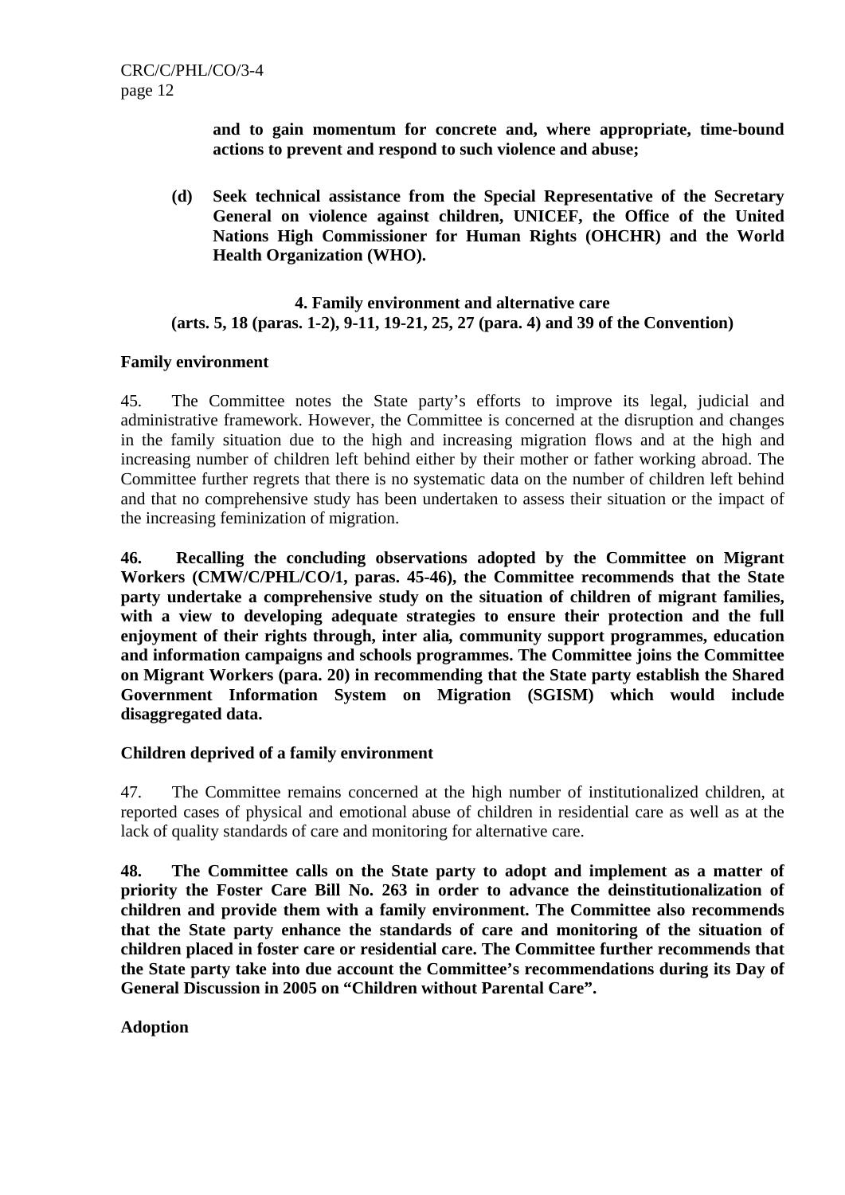**and to gain momentum for concrete and, where appropriate, time-bound actions to prevent and respond to such violence and abuse;**

**(d) Seek technical assistance from the Special Representative of the Secretary General on violence against children, UNICEF, the Office of the United Nations High Commissioner for Human Rights (OHCHR) and the World Health Organization (WHO).**

### 4. Family environment and alternative care (arts. 5, 18 (paras. 1-2), 9-11, 19-21, 25, 27 (para. 4) and 39 of the Convention)

**Family environment**

45. The Committee notes the State party's efforts to improve its legal, judicial and administrative framework. However, the Committee is concerned at the disruption and changes in the family situation due to the high and increasing migration flows and at the high and increasing number of children left behind either by their mother or father working abroad. The Committee further regrets that there is no systematic data on the number of children left behind and that no comprehensive study has been undertaken to assess their situation or the impact of the increasing feminization of migration.

**46. Recalling the concluding observations adopted by the Committee on Migrant Workers (CMW/C/PHL/CO/1, paras. 45-46), the Committee recommends that the State party undertake a comprehensive study on the situation of children of migrant families, with a view to developing adequate strategies to ensure their protection and the full enjoyment of their rights through, inter alia, community support programmes, education and information campaigns and schools programmes. The Committee joins the Committee on Migrant Workers (para. 20) in recommending that the State party establish the Shared Government Information System on Migration (SGISM) which would include disaggregated data.**

**Children deprived of a family environment**

47. The Committee remains concerned at the high number of institutionalized children, at reported cases of physical and emotional abuse of children in residential care as well as at the lack of quality standards of care and monitoring for alternative care.

**48. The Committee calls on the State party to adopt and implement as a matter of priority the Foster Care Bill No. 263 in order to advance the deinstitutionalization of children and provide them with a family environment. The Committee also recommends that the State party enhance the standards of care and monitoring of the situation of children placed in foster care or residential care. The Committee further recommends that the State party take into due account the Committee's recommendations during its Day of General Discussion in 2005 on "Children without Parental Care".**

**Adoption**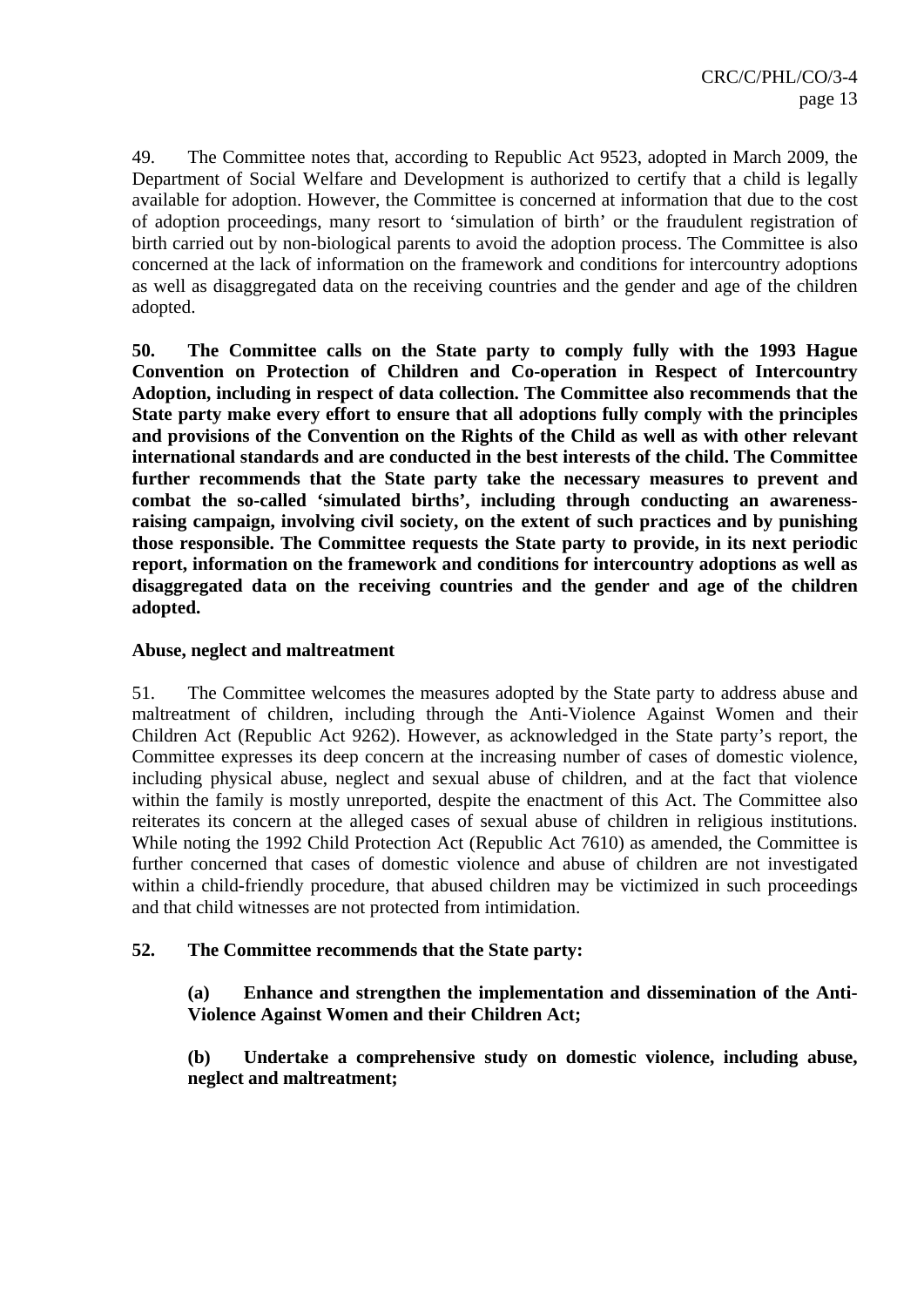49. The Committee notes that, according to Republic Act 9523, adopted in March 2009, the Department of Social Welfare and Development is authorized to certify that a child is legally available for adoption. However, the Committee is concerned at information that due to the cost of adoption proceedings, many resort to 'simulation of birth' or the fraudulent registration of birth carried out by non-biological parents to avoid the adoption process. The Committee is also concerned at the lack of information on the framework and conditions for intercountry adoptions as well as disaggregated data on the receiving countries and the gender and age of the children adopted.

**50. The Committee calls on the State party to comply fully with the 1993 Hague Convention on Protection of Children and Co-operation in Respect of Intercountry Adoption, including in respect of data collection. The Committee also recommends that the State party make every effort to ensure that all adoptions fully comply with the principles and provisions of the Convention on the Rights of the Child as well as with other relevant international standards and are conducted in the best interests of the child. The Committee further recommends that the State party take the necessary measures to prevent and combat the so-called 'simulated births', including through conducting an awareness-raising campaign, involving civil society, on the extent of such practices and by punishing those responsible. The Committee requests the State party to provide, in its next periodic report, information on the framework and conditions for intercountry adoptions as well as disaggregated data on the receiving countries and the gender and age of the children adopted.**

**Abuse, neglect and maltreatment**

51. The Committee welcomes the measures adopted by the State party to address abuse and maltreatment of children, including through the Anti-Violence Against Women and their Children Act (Republic Act 9262). However, as acknowledged in the State party's report, the Committee expresses its deep concern at the increasing number of cases of domestic violence, including physical abuse, neglect and sexual abuse of children, and at the fact that violence within the family is mostly unreported, despite the enactment of this Act. The Committee also reiterates its concern at the alleged cases of sexual abuse of children in religious institutions. While noting the 1992 Child Protection Act (Republic Act 7610) as amended, the Committee is further concerned that cases of domestic violence and abuse of children are not investigated within a child-friendly procedure, that abused children may be victimized in such proceedings and that child witnesses are not protected from intimidation.

**52. The Committee recommends that the State party:**

**(a) Enhance and strengthen the implementation and dissemination of the Anti-Violence Against Women and their Children Act;**

**(b) Undertake a comprehensive study on domestic violence, including abuse, neglect and maltreatment;**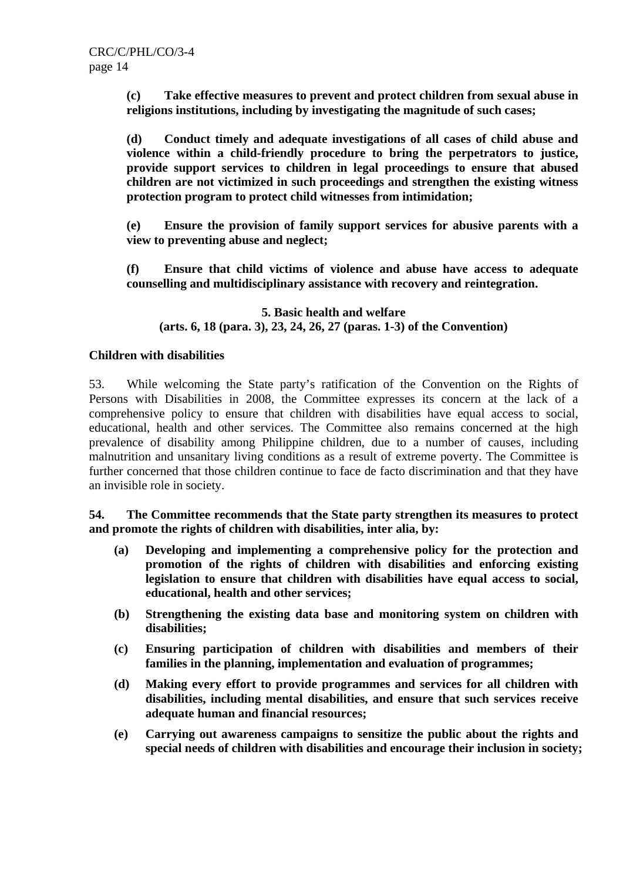**(c) Take effective measures to prevent and protect children from sexual abuse in religions institutions, including by investigating the magnitude of such cases;**

**(d) Conduct timely and adequate investigations of all cases of child abuse and violence within a child-friendly procedure to bring the perpetrators to justice, provide support services to children in legal proceedings to ensure that abused children are not victimized in such proceedings and strengthen the existing witness protection program to protect child witnesses from intimidation;**

**(e) Ensure the provision of family support services for abusive parents with a view to preventing abuse and neglect;**

**(f) Ensure that child victims of violence and abuse have access to adequate counselling and multidisciplinary assistance with recovery and reintegration.**

### 5. Basic health and welfare (arts. 6, 18 (para. 3), 23, 24, 26, 27 (paras. 1-3) of the Convention)

**Children with disabilities**

53. While welcoming the State party's ratification of the Convention on the Rights of Persons with Disabilities in 2008, the Committee expresses its concern at the lack of a comprehensive policy to ensure that children with disabilities have equal access to social, educational, health and other services. The Committee also remains concerned at the high prevalence of disability among Philippine children, due to a number of causes, including malnutrition and unsanitary living conditions as a result of extreme poverty. The Committee is further concerned that those children continue to face de facto discrimination and that they have an invisible role in society.

**54. The Committee recommends that the State party strengthen its measures to protect and promote the rights of children with disabilities, inter alia, by:**

- **(a) Developing and implementing a comprehensive policy for the protection and promotion of the rights of children with disabilities and enforcing existing legislation to ensure that children with disabilities have equal access to social, educational, health and other services;**
- **(b) Strengthening the existing data base and monitoring system on children with disabilities;**
- **(c) Ensuring participation of children with disabilities and members of their families in the planning, implementation and evaluation of programmes;**
- **(d) Making every effort to provide programmes and services for all children with disabilities, including mental disabilities, and ensure that such services receive adequate human and financial resources;**
- **(e) Carrying out awareness campaigns to sensitize the public about the rights and special needs of children with disabilities and encourage their inclusion in society;**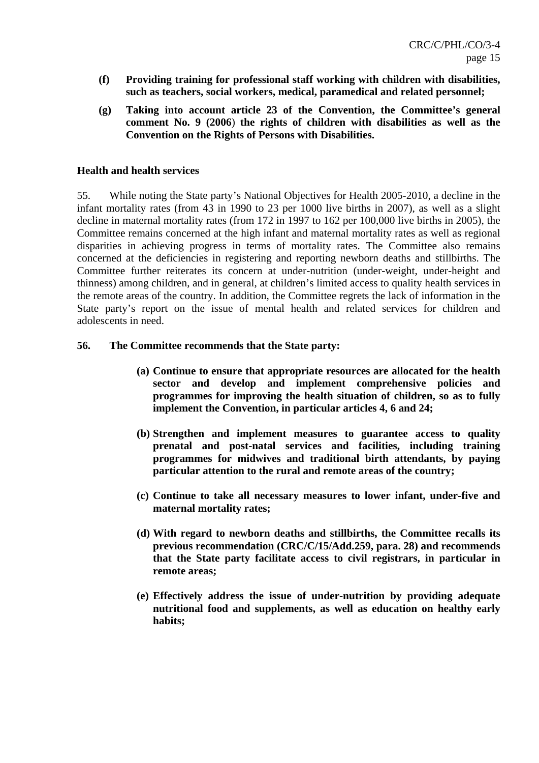**(f) Providing training for professional staff working with children with disabilities, such as teachers, social workers, medical, paramedical and related personnel;**

**(g) Taking into account article 23 of the Convention, the Committee's general comment No. 9 (2006) the rights of children with disabilities as well as the Convention on the Rights of Persons with Disabilities.**

**Health and health services**

55. While noting the State party's National Objectives for Health 2005-2010, a decline in the infant mortality rates (from 43 in 1990 to 23 per 1000 live births in 2007), as well as a slight decline in maternal mortality rates (from 172 in 1997 to 162 per 100,000 live births in 2005), the Committee remains concerned at the high infant and maternal mortality rates as well as regional disparities in achieving progress in terms of mortality rates. The Committee also remains concerned at the deficiencies in registering and reporting newborn deaths and stillbirths. The Committee further reiterates its concern at under-nutrition (under-weight, under-height and thinness) among children, and in general, at children's limited access to quality health services in the remote areas of the country. In addition, the Committee regrets the lack of information in the State party's report on the issue of mental health and related services for children and adolescents in need.

**56. The Committee recommends that the State party:**

**(a) Continue to ensure that appropriate resources are allocated for the health sector and develop and implement comprehensive policies and programmes for improving the health situation of children, so as to fully implement the Convention, in particular articles 4, 6 and 24;**

**(b) Strengthen and implement measures to guarantee access to quality prenatal and post-natal services and facilities, including training programmes for midwives and traditional birth attendants, by paying particular attention to the rural and remote areas of the country;**

**(c) Continue to take all necessary measures to lower infant, under-five and maternal mortality rates;**

**(d) With regard to newborn deaths and stillbirths, the Committee recalls its previous recommendation (CRC/C/15/Add.259, para. 28) and recommends that the State party facilitate access to civil registrars, in particular in remote areas;**

**(e) Effectively address the issue of under-nutrition by providing adequate nutritional food and supplements, as well as education on healthy early habits;**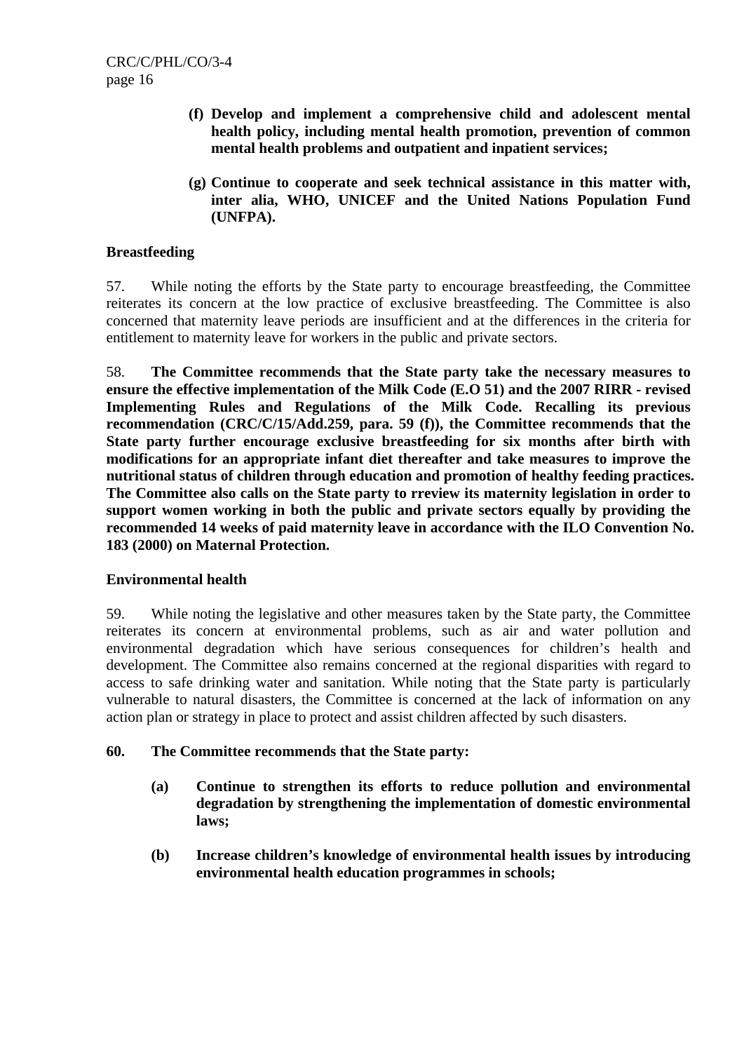**(f) Develop and implement a comprehensive child and adolescent mental health policy, including mental health promotion, prevention of common mental health problems and outpatient and inpatient services;**

**(g) Continue to cooperate and seek technical assistance in this matter with, inter alia, WHO, UNICEF and the United Nations Population Fund (UNFPA).**

**Breastfeeding**

57. While noting the efforts by the State party to encourage breastfeeding, the Committee reiterates its concern at the low practice of exclusive breastfeeding. The Committee is also concerned that maternity leave periods are insufficient and at the differences in the criteria for entitlement to maternity leave for workers in the public and private sectors.

58. **The Committee recommends that the State party take the necessary measures to ensure the effective implementation of the Milk Code (E.O 51) and the 2007 RIRR - revised Implementing Rules and Regulations of the Milk Code. Recalling its previous recommendation (CRC/C/15/Add.259, para. 59 (f)), the Committee recommends that the State party further encourage exclusive breastfeeding for six months after birth with modifications for an appropriate infant diet thereafter and take measures to improve the nutritional status of children through education and promotion of healthy feeding practices. The Committee also calls on the State party to rreview its maternity legislation in order to support women working in both the public and private sectors equally by providing the recommended 14 weeks of paid maternity leave in accordance with the ILO Convention No. 183 (2000) on Maternal Protection.**

**Environmental health**

59. While noting the legislative and other measures taken by the State party, the Committee reiterates its concern at environmental problems, such as air and water pollution and environmental degradation which have serious consequences for children's health and development. The Committee also remains concerned at the regional disparities with regard to access to safe drinking water and sanitation. While noting that the State party is particularly vulnerable to natural disasters, the Committee is concerned at the lack of information on any action plan or strategy in place to protect and assist children affected by such disasters.

**60. The Committee recommends that the State party:**

**(a) Continue to strengthen its efforts to reduce pollution and environmental degradation by strengthening the implementation of domestic environmental laws;**

**(b) Increase children's knowledge of environmental health issues by introducing environmental health education programmes in schools;**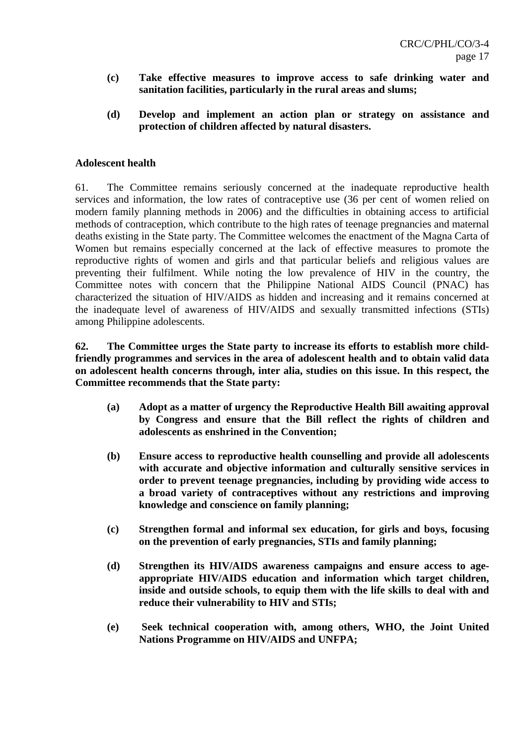**(c) Take effective measures to improve access to safe drinking water and sanitation facilities, particularly in the rural areas and slums;**

**(d) Develop and implement an action plan or strategy on assistance and protection of children affected by natural disasters.**

**Adolescent health**

61. The Committee remains seriously concerned at the inadequate reproductive health services and information, the low rates of contraceptive use (36 per cent of women relied on modern family planning methods in 2006) and the difficulties in obtaining access to artificial methods of contraception, which contribute to the high rates of teenage pregnancies and maternal deaths existing in the State party. The Committee welcomes the enactment of the Magna Carta of Women but remains especially concerned at the lack of effective measures to promote the reproductive rights of women and girls and that particular beliefs and religious values are preventing their fulfilment. While noting the low prevalence of HIV in the country, the Committee notes with concern that the Philippine National AIDS Council (PNAC) has characterized the situation of HIV/AIDS as hidden and increasing and it remains concerned at the inadequate level of awareness of HIV/AIDS and sexually transmitted infections (STIs) among Philippine adolescents.

**62. The Committee urges the State party to increase its efforts to establish more child-friendly programmes and services in the area of adolescent health and to obtain valid data on adolescent health concerns through, inter alia, studies on this issue. In this respect, the Committee recommends that the State party:**

**(a) Adopt as a matter of urgency the Reproductive Health Bill awaiting approval by Congress and ensure that the Bill reflect the rights of children and adolescents as enshrined in the Convention;**

**(b) Ensure access to reproductive health counselling and provide all adolescents with accurate and objective information and culturally sensitive services in order to prevent teenage pregnancies, including by providing wide access to a broad variety of contraceptives without any restrictions and improving knowledge and conscience on family planning;**

**(c) Strengthen formal and informal sex education, for girls and boys, focusing on the prevention of early pregnancies, STIs and family planning;**

**(d) Strengthen its HIV/AIDS awareness campaigns and ensure access to age-appropriate HIV/AIDS education and information which target children, inside and outside schools, to equip them with the life skills to deal with and reduce their vulnerability to HIV and STIs;**

**(e) Seek technical cooperation with, among others, WHO, the Joint United Nations Programme on HIV/AIDS and UNFPA;**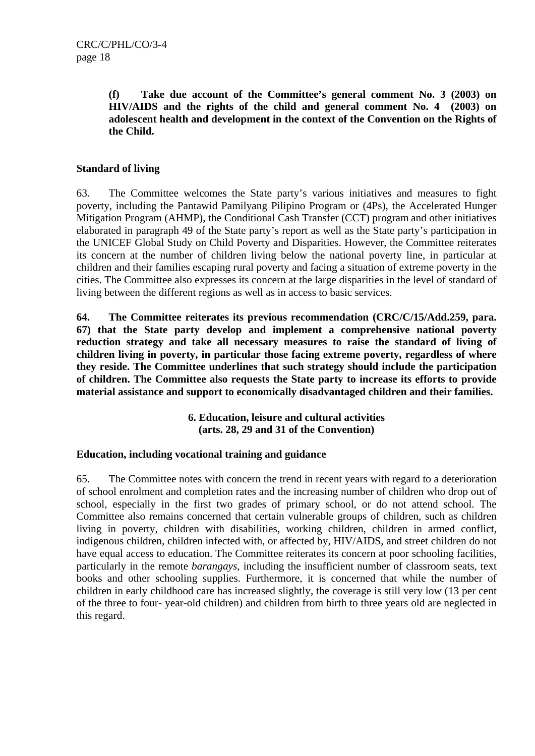**(f) Take due account of the Committee's general comment No. 3 (2003) on HIV/AIDS and the rights of the child and general comment No. 4 (2003) on adolescent health and development in the context of the Convention on the Rights of the Child.**

**Standard of living**

63. The Committee welcomes the State party's various initiatives and measures to fight poverty, including the Pantawid Pamilyang Pilipino Program or (4Ps), the Accelerated Hunger Mitigation Program (AHMP), the Conditional Cash Transfer (CCT) program and other initiatives elaborated in paragraph 49 of the State party's report as well as the State party's participation in the UNICEF Global Study on Child Poverty and Disparities. However, the Committee reiterates its concern at the number of children living below the national poverty line, in particular at children and their families escaping rural poverty and facing a situation of extreme poverty in the cities. The Committee also expresses its concern at the large disparities in the level of standard of living between the different regions as well as in access to basic services.

**64. The Committee reiterates its previous recommendation (CRC/C/15/Add.259, para. 67) that the State party develop and implement a comprehensive national poverty reduction strategy and take all necessary measures to raise the standard of living of children living in poverty, in particular those facing extreme poverty, regardless of where they reside. The Committee underlines that such strategy should include the participation of children. The Committee also requests the State party to increase its efforts to provide material assistance and support to economically disadvantaged children and their families.**

## 6. Education, leisure and cultural activities (arts. 28, 29 and 31 of the Convention)

**Education, including vocational training and guidance**

65. The Committee notes with concern the trend in recent years with regard to a deterioration of school enrolment and completion rates and the increasing number of children who drop out of school, especially in the first two grades of primary school, or do not attend school. The Committee also remains concerned that certain vulnerable groups of children, such as children living in poverty, children with disabilities, working children, children in armed conflict, indigenous children, children infected with, or affected by, HIV/AIDS, and street children do not have equal access to education. The Committee reiterates its concern at poor schooling facilities, particularly in the remote *barangays*, including the insufficient number of classroom seats, text books and other schooling supplies. Furthermore, it is concerned that while the number of children in early childhood care has increased slightly, the coverage is still very low (13 per cent of the three to four- year-old children) and children from birth to three years old are neglected in this regard.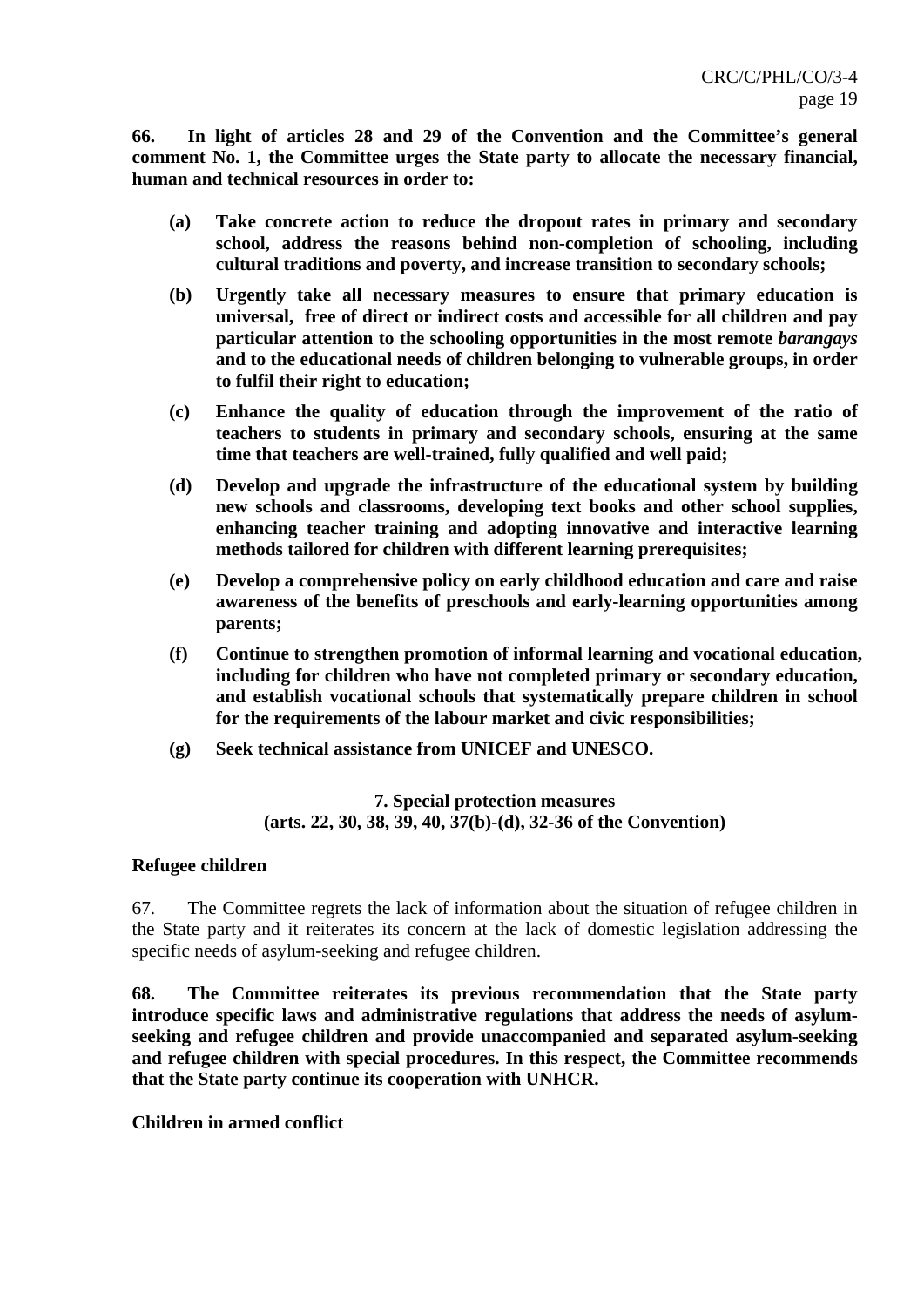**66. In light of articles 28 and 29 of the Convention and the Committee's general comment No. 1, the Committee urges the State party to allocate the necessary financial, human and technical resources in order to:**

- **(a) Take concrete action to reduce the dropout rates in primary and secondary school, address the reasons behind non-completion of schooling, including cultural traditions and poverty, and increase transition to secondary schools;**
- **(b) Urgently take all necessary measures to ensure that primary education is universal, free of direct or indirect costs and accessible for all children and pay particular attention to the schooling opportunities in the most remote *barangays* and to the educational needs of children belonging to vulnerable groups, in order to fulfil their right to education;**
- **(c) Enhance the quality of education through the improvement of the ratio of teachers to students in primary and secondary schools, ensuring at the same time that teachers are well-trained, fully qualified and well paid;**
- **(d) Develop and upgrade the infrastructure of the educational system by building new schools and classrooms, developing text books and other school supplies, enhancing teacher training and adopting innovative and interactive learning methods tailored for children with different learning prerequisites;**
- **(e) Develop a comprehensive policy on early childhood education and care and raise awareness of the benefits of preschools and early-learning opportunities among parents;**
- **(f) Continue to strengthen promotion of informal learning and vocational education, including for children who have not completed primary or secondary education, and establish vocational schools that systematically prepare children in school for the requirements of the labour market and civic responsibilities;**
- **(g) Seek technical assistance from UNICEF and UNESCO.**

## 7. Special protection measures (arts. 22, 30, 38, 39, 40, 37(b)-(d), 32-36 of the Convention)

### Refugee children

67. The Committee regrets the lack of information about the situation of refugee children in the State party and it reiterates its concern at the lack of domestic legislation addressing the specific needs of asylum-seeking and refugee children.

**68. The Committee reiterates its previous recommendation that the State party introduce specific laws and administrative regulations that address the needs of asylum-seeking and refugee children and provide unaccompanied and separated asylum-seeking and refugee children with special procedures. In this respect, the Committee recommends that the State party continue its cooperation with UNHCR.**

### Children in armed conflict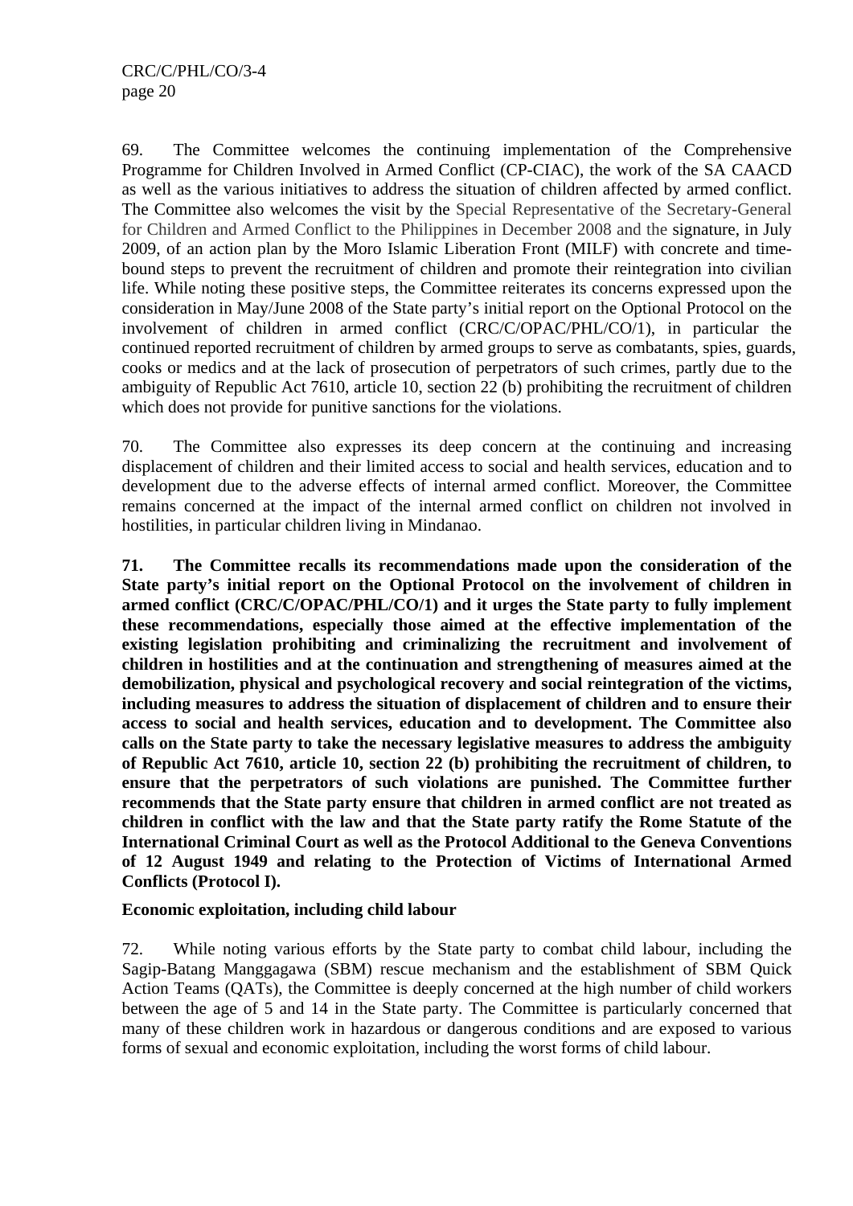69. The Committee welcomes the continuing implementation of the Comprehensive Programme for Children Involved in Armed Conflict (CP-CIAC), the work of the SA CAACD as well as the various initiatives to address the situation of children affected by armed conflict. The Committee also welcomes the visit by the Special Representative of the Secretary-General for Children and Armed Conflict to the Philippines in December 2008 and the signature, in July 2009, of an action plan by the Moro Islamic Liberation Front (MILF) with concrete and time-bound steps to prevent the recruitment of children and promote their reintegration into civilian life. While noting these positive steps, the Committee reiterates its concerns expressed upon the consideration in May/June 2008 of the State party's initial report on the Optional Protocol on the involvement of children in armed conflict (CRC/C/OPAC/PHL/CO/1), in particular the continued reported recruitment of children by armed groups to serve as combatants, spies, guards, cooks or medics and at the lack of prosecution of perpetrators of such crimes, partly due to the ambiguity of Republic Act 7610, article 10, section 22 (b) prohibiting the recruitment of children which does not provide for punitive sanctions for the violations.

70. The Committee also expresses its deep concern at the continuing and increasing displacement of children and their limited access to social and health services, education and to development due to the adverse effects of internal armed conflict. Moreover, the Committee remains concerned at the impact of the internal armed conflict on children not involved in hostilities, in particular children living in Mindanao.

**71. The Committee recalls its recommendations made upon the consideration of the State party's initial report on the Optional Protocol on the involvement of children in armed conflict (CRC/C/OPAC/PHL/CO/1) and it urges the State party to fully implement these recommendations, especially those aimed at the effective implementation of the existing legislation prohibiting and criminalizing the recruitment and involvement of children in hostilities and at the continuation and strengthening of measures aimed at the demobilization, physical and psychological recovery and social reintegration of the victims, including measures to address the situation of displacement of children and to ensure their access to social and health services, education and to development. The Committee also calls on the State party to take the necessary legislative measures to address the ambiguity of Republic Act 7610, article 10, section 22 (b) prohibiting the recruitment of children, to ensure that the perpetrators of such violations are punished. The Committee further recommends that the State party ensure that children in armed conflict are not treated as children in conflict with the law and that the State party ratify the Rome Statute of the International Criminal Court as well as the Protocol Additional to the Geneva Conventions of 12 August 1949 and relating to the Protection of Victims of International Armed Conflicts (Protocol I).**

**Economic exploitation, including child labour**

72. While noting various efforts by the State party to combat child labour, including the Sagip-Batang Manggagawa (SBM) rescue mechanism and the establishment of SBM Quick Action Teams (QATs), the Committee is deeply concerned at the high number of child workers between the age of 5 and 14 in the State party. The Committee is particularly concerned that many of these children work in hazardous or dangerous conditions and are exposed to various forms of sexual and economic exploitation, including the worst forms of child labour.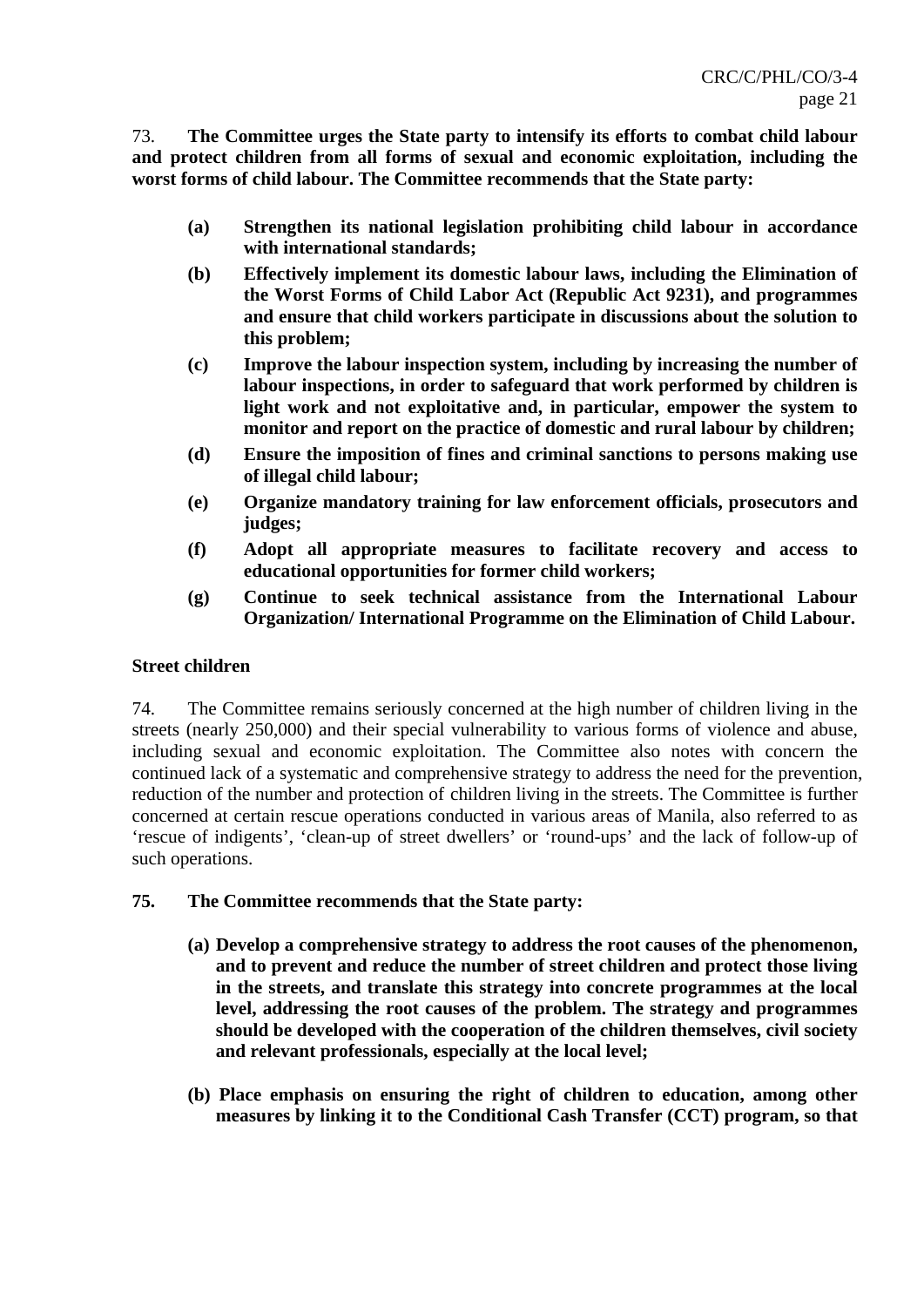73. **The Committee urges the State party to intensify its efforts to combat child labour and protect children from all forms of sexual and economic exploitation, including the worst forms of child labour. The Committee recommends that the State party:**

- **(a) Strengthen its national legislation prohibiting child labour in accordance with international standards;**
- **(b) Effectively implement its domestic labour laws, including the Elimination of the Worst Forms of Child Labor Act (Republic Act 9231), and programmes and ensure that child workers participate in discussions about the solution to this problem;**
- **(c) Improve the labour inspection system, including by increasing the number of labour inspections, in order to safeguard that work performed by children is light work and not exploitative and, in particular, empower the system to monitor and report on the practice of domestic and rural labour by children;**
- **(d) Ensure the imposition of fines and criminal sanctions to persons making use of illegal child labour;**
- **(e) Organize mandatory training for law enforcement officials, prosecutors and judges;**
- **(f) Adopt all appropriate measures to facilitate recovery and access to educational opportunities for former child workers;**
- **(g) Continue to seek technical assistance from the International Labour Organization/ International Programme on the Elimination of Child Labour.**

**Street children**

74. The Committee remains seriously concerned at the high number of children living in the streets (nearly 250,000) and their special vulnerability to various forms of violence and abuse, including sexual and economic exploitation. The Committee also notes with concern the continued lack of a systematic and comprehensive strategy to address the need for the prevention, reduction of the number and protection of children living in the streets. The Committee is further concerned at certain rescue operations conducted in various areas of Manila, also referred to as 'rescue of indigents', 'clean-up of street dwellers' or 'round-ups' and the lack of follow-up of such operations.

**75. The Committee recommends that the State party:**

- **(a) Develop a comprehensive strategy to address the root causes of the phenomenon, and to prevent and reduce the number of street children and protect those living in the streets, and translate this strategy into concrete programmes at the local level, addressing the root causes of the problem. The strategy and programmes should be developed with the cooperation of the children themselves, civil society and relevant professionals, especially at the local level;**

- **(b) Place emphasis on ensuring the right of children to education, among other measures by linking it to the Conditional Cash Transfer (CCT) program, so that**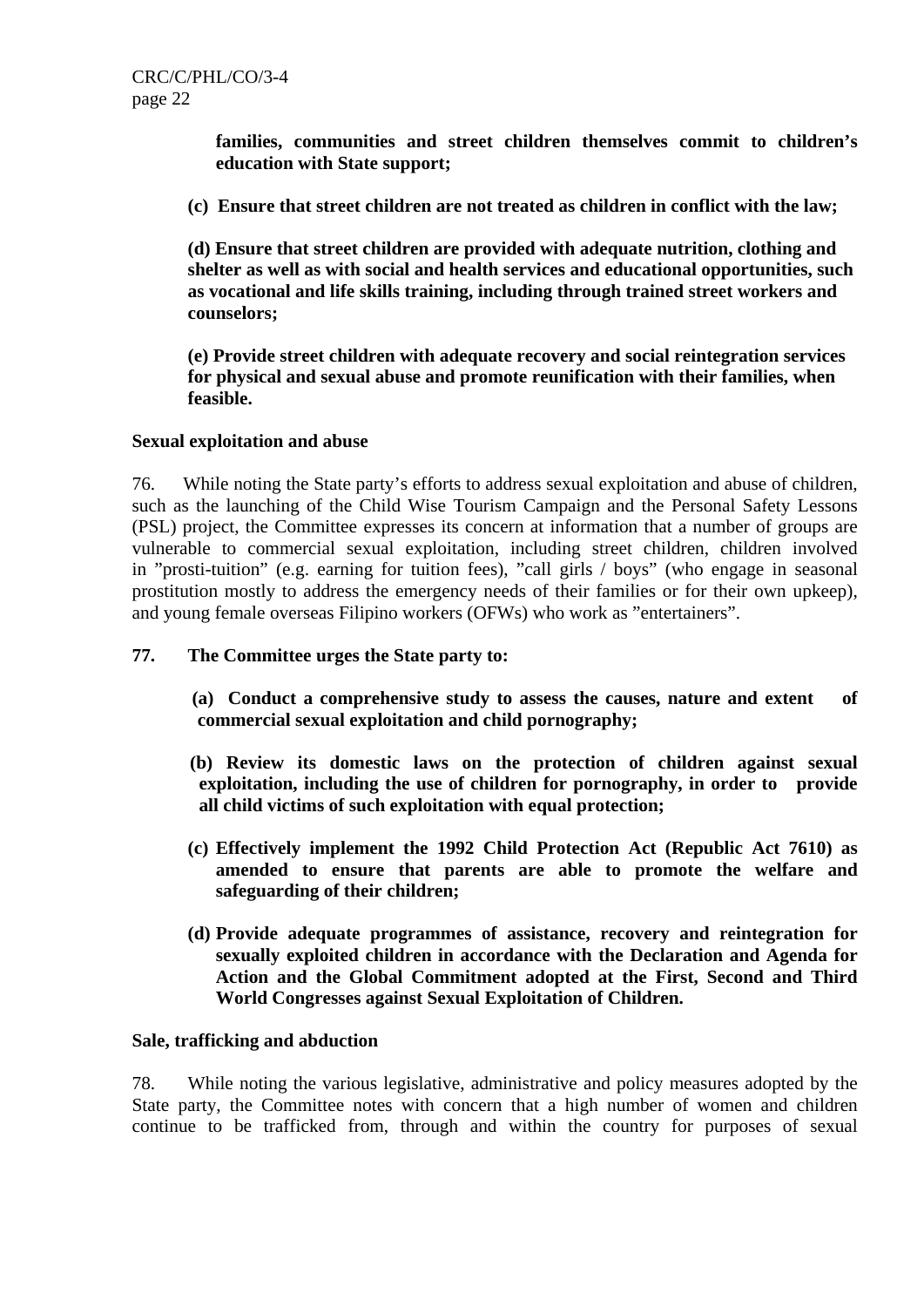**families, communities and street children themselves commit to children's education with State support;**

**(c) Ensure that street children are not treated as children in conflict with the law;**

**(d) Ensure that street children are provided with adequate nutrition, clothing and shelter as well as with social and health services and educational opportunities, such as vocational and life skills training, including through trained street workers and counselors;**

**(e) Provide street children with adequate recovery and social reintegration services for physical and sexual abuse and promote reunification with their families, when feasible.**

**Sexual exploitation and abuse**

76. While noting the State party's efforts to address sexual exploitation and abuse of children, such as the launching of the Child Wise Tourism Campaign and the Personal Safety Lessons (PSL) project, the Committee expresses its concern at information that a number of groups are vulnerable to commercial sexual exploitation, including street children, children involved in "prosti-tuition" (e.g. earning for tuition fees), "call girls / boys" (who engage in seasonal prostitution mostly to address the emergency needs of their families or for their own upkeep), and young female overseas Filipino workers (OFWs) who work as "entertainers".

**77. The Committee urges the State party to:**

**(a) Conduct a comprehensive study to assess the causes, nature and extent of commercial sexual exploitation and child pornography;**

**(b) Review its domestic laws on the protection of children against sexual exploitation, including the use of children for pornography, in order to provide all child victims of such exploitation with equal protection;**

**(c) Effectively implement the 1992 Child Protection Act (Republic Act 7610) as amended to ensure that parents are able to promote the welfare and safeguarding of their children;**

**(d) Provide adequate programmes of assistance, recovery and reintegration for sexually exploited children in accordance with the Declaration and Agenda for Action and the Global Commitment adopted at the First, Second and Third World Congresses against Sexual Exploitation of Children.**

**Sale, trafficking and abduction**

78. While noting the various legislative, administrative and policy measures adopted by the State party, the Committee notes with concern that a high number of women and children continue to be trafficked from, through and within the country for purposes of sexual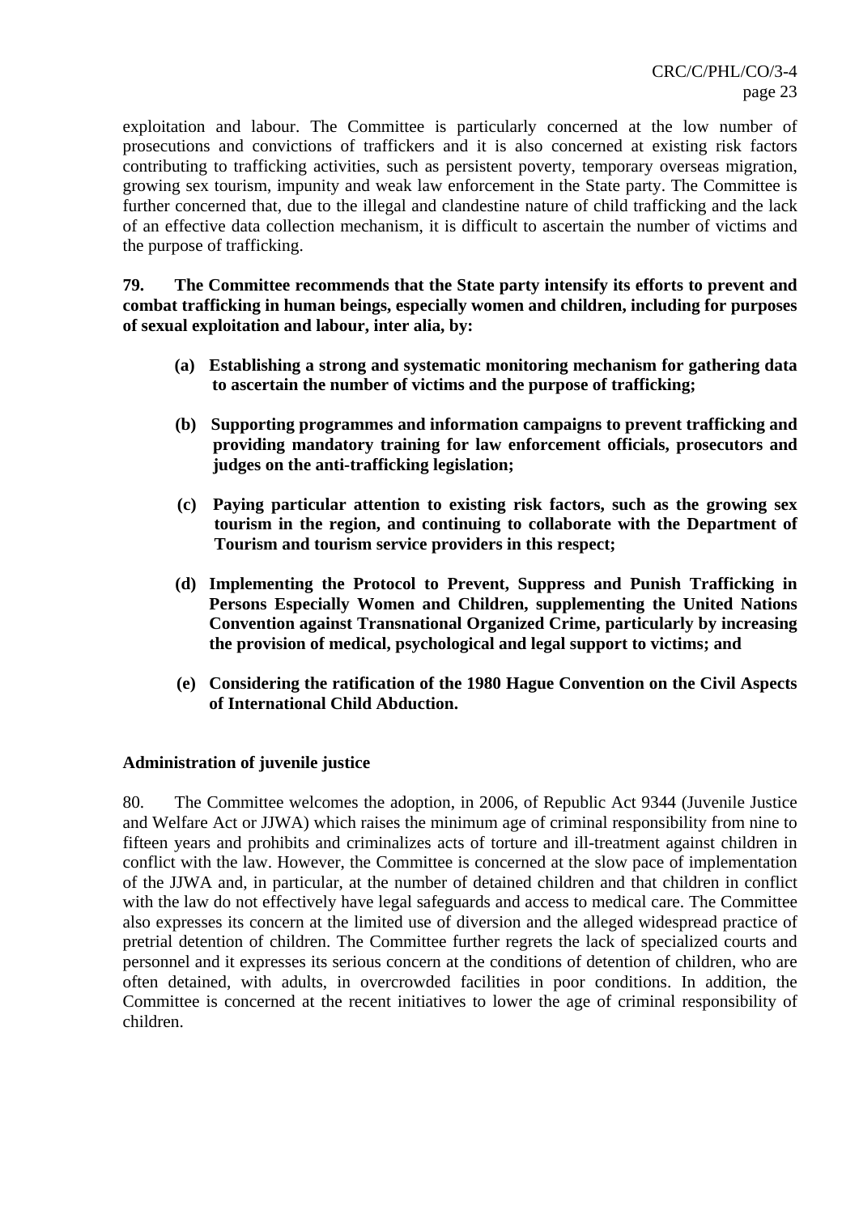exploitation and labour. The Committee is particularly concerned at the low number of prosecutions and convictions of traffickers and it is also concerned at existing risk factors contributing to trafficking activities, such as persistent poverty, temporary overseas migration, growing sex tourism, impunity and weak law enforcement in the State party. The Committee is further concerned that, due to the illegal and clandestine nature of child trafficking and the lack of an effective data collection mechanism, it is difficult to ascertain the number of victims and the purpose of trafficking.

**79. The Committee recommends that the State party intensify its efforts to prevent and combat trafficking in human beings, especially women and children, including for purposes of sexual exploitation and labour, inter alia, by:**

**(a) Establishing a strong and systematic monitoring mechanism for gathering data to ascertain the number of victims and the purpose of trafficking;**

**(b) Supporting programmes and information campaigns to prevent trafficking and providing mandatory training for law enforcement officials, prosecutors and judges on the anti-trafficking legislation;**

**(c) Paying particular attention to existing risk factors, such as the growing sex tourism in the region, and continuing to collaborate with the Department of Tourism and tourism service providers in this respect;**

**(d) Implementing the Protocol to Prevent, Suppress and Punish Trafficking in Persons Especially Women and Children, supplementing the United Nations Convention against Transnational Organized Crime, particularly by increasing the provision of medical, psychological and legal support to victims; and**

**(e) Considering the ratification of the 1980 Hague Convention on the Civil Aspects of International Child Abduction.**

**Administration of juvenile justice**

80. The Committee welcomes the adoption, in 2006, of Republic Act 9344 (Juvenile Justice and Welfare Act or JJWA) which raises the minimum age of criminal responsibility from nine to fifteen years and prohibits and criminalizes acts of torture and ill-treatment against children in conflict with the law. However, the Committee is concerned at the slow pace of implementation of the JJWA and, in particular, at the number of detained children and that children in conflict with the law do not effectively have legal safeguards and access to medical care. The Committee also expresses its concern at the limited use of diversion and the alleged widespread practice of pretrial detention of children. The Committee further regrets the lack of specialized courts and personnel and it expresses its serious concern at the conditions of detention of children, who are often detained, with adults, in overcrowded facilities in poor conditions. In addition, the Committee is concerned at the recent initiatives to lower the age of criminal responsibility of children.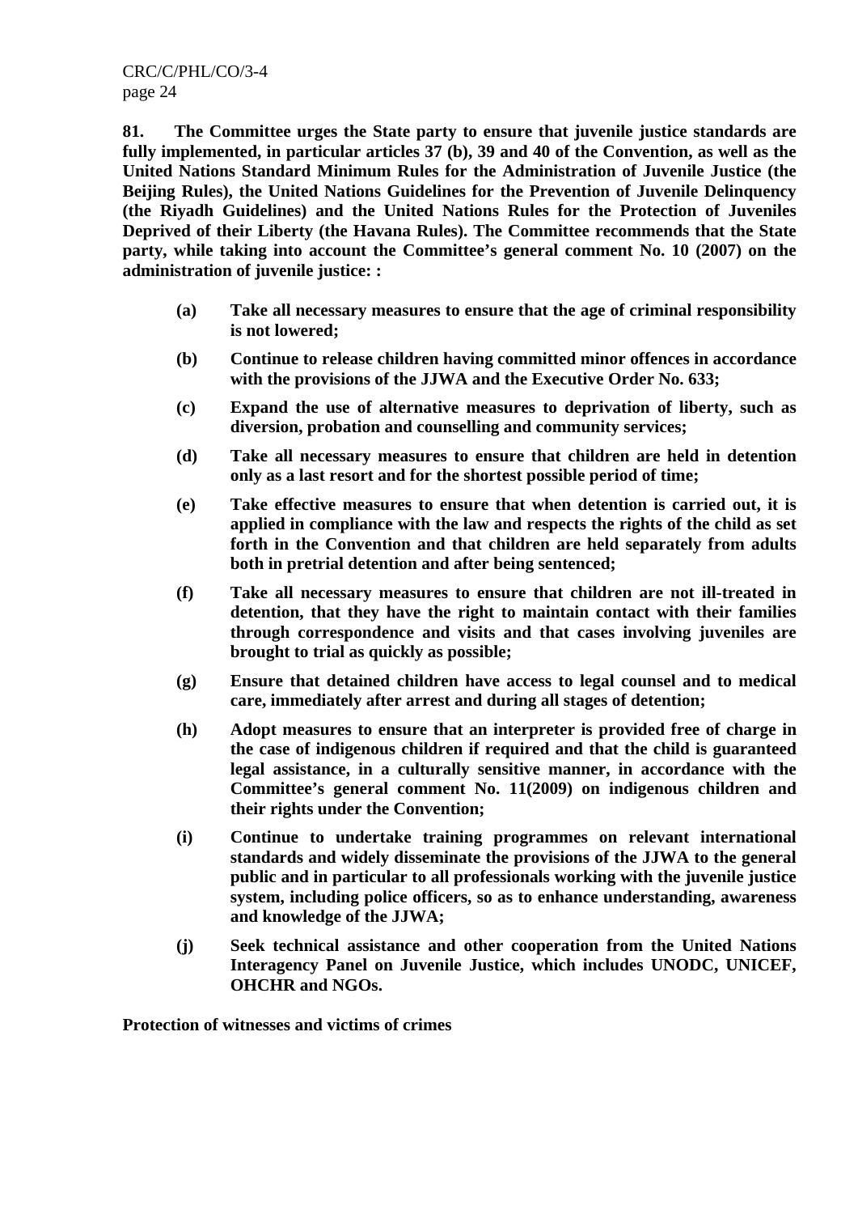**81. The Committee urges the State party to ensure that juvenile justice standards are fully implemented, in particular articles 37 (b), 39 and 40 of the Convention, as well as the United Nations Standard Minimum Rules for the Administration of Juvenile Justice (the Beijing Rules), the United Nations Guidelines for the Prevention of Juvenile Delinquency (the Riyadh Guidelines) and the United Nations Rules for the Protection of Juveniles Deprived of their Liberty (the Havana Rules). The Committee recommends that the State party, while taking into account the Committee's general comment No. 10 (2007) on the administration of juvenile justice: :**

**(a) Take all necessary measures to ensure that the age of criminal responsibility is not lowered;**

**(b) Continue to release children having committed minor offences in accordance with the provisions of the JJWA and the Executive Order No. 633;**

**(c) Expand the use of alternative measures to deprivation of liberty, such as diversion, probation and counselling and community services;**

**(d) Take all necessary measures to ensure that children are held in detention only as a last resort and for the shortest possible period of time;**

**(e) Take effective measures to ensure that when detention is carried out, it is applied in compliance with the law and respects the rights of the child as set forth in the Convention and that children are held separately from adults both in pretrial detention and after being sentenced;**

**(f) Take all necessary measures to ensure that children are not ill-treated in detention, that they have the right to maintain contact with their families through correspondence and visits and that cases involving juveniles are brought to trial as quickly as possible;**

**(g) Ensure that detained children have access to legal counsel and to medical care, immediately after arrest and during all stages of detention;**

**(h) Adopt measures to ensure that an interpreter is provided free of charge in the case of indigenous children if required and that the child is guaranteed legal assistance, in a culturally sensitive manner, in accordance with the Committee's general comment No. 11(2009) on indigenous children and their rights under the Convention;**

**(i) Continue to undertake training programmes on relevant international standards and widely disseminate the provisions of the JJWA to the general public and in particular to all professionals working with the juvenile justice system, including police officers, so as to enhance understanding, awareness and knowledge of the JJWA;**

**(j) Seek technical assistance and other cooperation from the United Nations Interagency Panel on Juvenile Justice, which includes UNODC, UNICEF, OHCHR and NGOs.**

**Protection of witnesses and victims of crimes**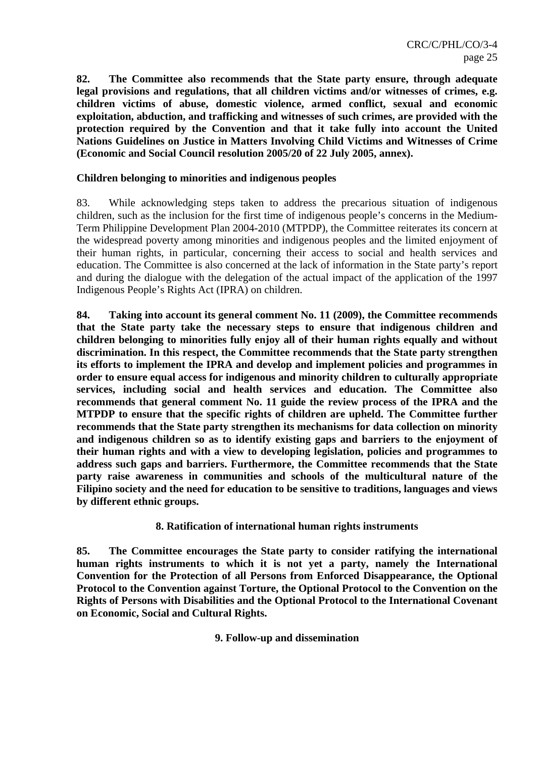**82. The Committee also recommends that the State party ensure, through adequate legal provisions and regulations, that all children victims and/or witnesses of crimes, e.g. children victims of abuse, domestic violence, armed conflict, sexual and economic exploitation, abduction, and trafficking and witnesses of such crimes, are provided with the protection required by the Convention and that it take fully into account the United Nations Guidelines on Justice in Matters Involving Child Victims and Witnesses of Crime (Economic and Social Council resolution 2005/20 of 22 July 2005, annex).**

**Children belonging to minorities and indigenous peoples**

83. While acknowledging steps taken to address the precarious situation of indigenous children, such as the inclusion for the first time of indigenous people's concerns in the Medium-Term Philippine Development Plan 2004-2010 (MTPDP), the Committee reiterates its concern at the widespread poverty among minorities and indigenous peoples and the limited enjoyment of their human rights, in particular, concerning their access to social and health services and education. The Committee is also concerned at the lack of information in the State party's report and during the dialogue with the delegation of the actual impact of the application of the 1997 Indigenous People's Rights Act (IPRA) on children.

**84. Taking into account its general comment No. 11 (2009), the Committee recommends that the State party take the necessary steps to ensure that indigenous children and children belonging to minorities fully enjoy all of their human rights equally and without discrimination. In this respect, the Committee recommends that the State party strengthen its efforts to implement the IPRA and develop and implement policies and programmes in order to ensure equal access for indigenous and minority children to culturally appropriate services, including social and health services and education. The Committee also recommends that general comment No. 11 guide the review process of the IPRA and the MTPDP to ensure that the specific rights of children are upheld. The Committee further recommends that the State party strengthen its mechanisms for data collection on minority and indigenous children so as to identify existing gaps and barriers to the enjoyment of their human rights and with a view to developing legislation, policies and programmes to address such gaps and barriers. Furthermore, the Committee recommends that the State party raise awareness in communities and schools of the multicultural nature of the Filipino society and the need for education to be sensitive to traditions, languages and views by different ethnic groups.**

## 8. Ratification of international human rights instruments

**85. The Committee encourages the State party to consider ratifying the international human rights instruments to which it is not yet a party, namely the International Convention for the Protection of all Persons from Enforced Disappearance, the Optional Protocol to the Convention against Torture, the Optional Protocol to the Convention on the Rights of Persons with Disabilities and the Optional Protocol to the International Covenant on Economic, Social and Cultural Rights.**

## 9. Follow-up and dissemination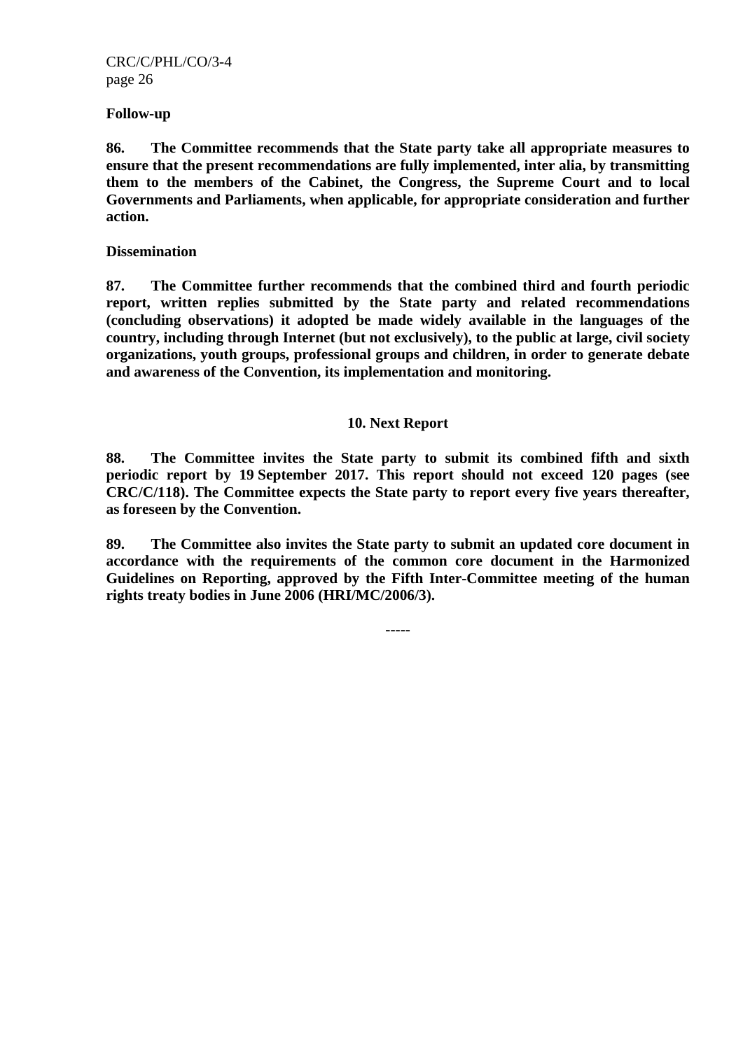**Follow-up**

**86. The Committee recommends that the State party take all appropriate measures to ensure that the present recommendations are fully implemented, inter alia, by transmitting them to the members of the Cabinet, the Congress, the Supreme Court and to local Governments and Parliaments, when applicable, for appropriate consideration and further action.**

**Dissemination**

**87. The Committee further recommends that the combined third and fourth periodic report, written replies submitted by the State party and related recommendations (concluding observations) it adopted be made widely available in the languages of the country, including through Internet (but not exclusively), to the public at large, civil society organizations, youth groups, professional groups and children, in order to generate debate and awareness of the Convention, its implementation and monitoring.**

## 10. Next Report

**88. The Committee invites the State party to submit its combined fifth and sixth periodic report by 19 September 2017. This report should not exceed 120 pages (see CRC/C/118). The Committee expects the State party to report every five years thereafter, as foreseen by the Convention.**

**89. The Committee also invites the State party to submit an updated core document in accordance with the requirements of the common core document in the Harmonized Guidelines on Reporting, approved by the Fifth Inter-Committee meeting of the human rights treaty bodies in June 2006 (HRI/MC/2006/3).**

-----